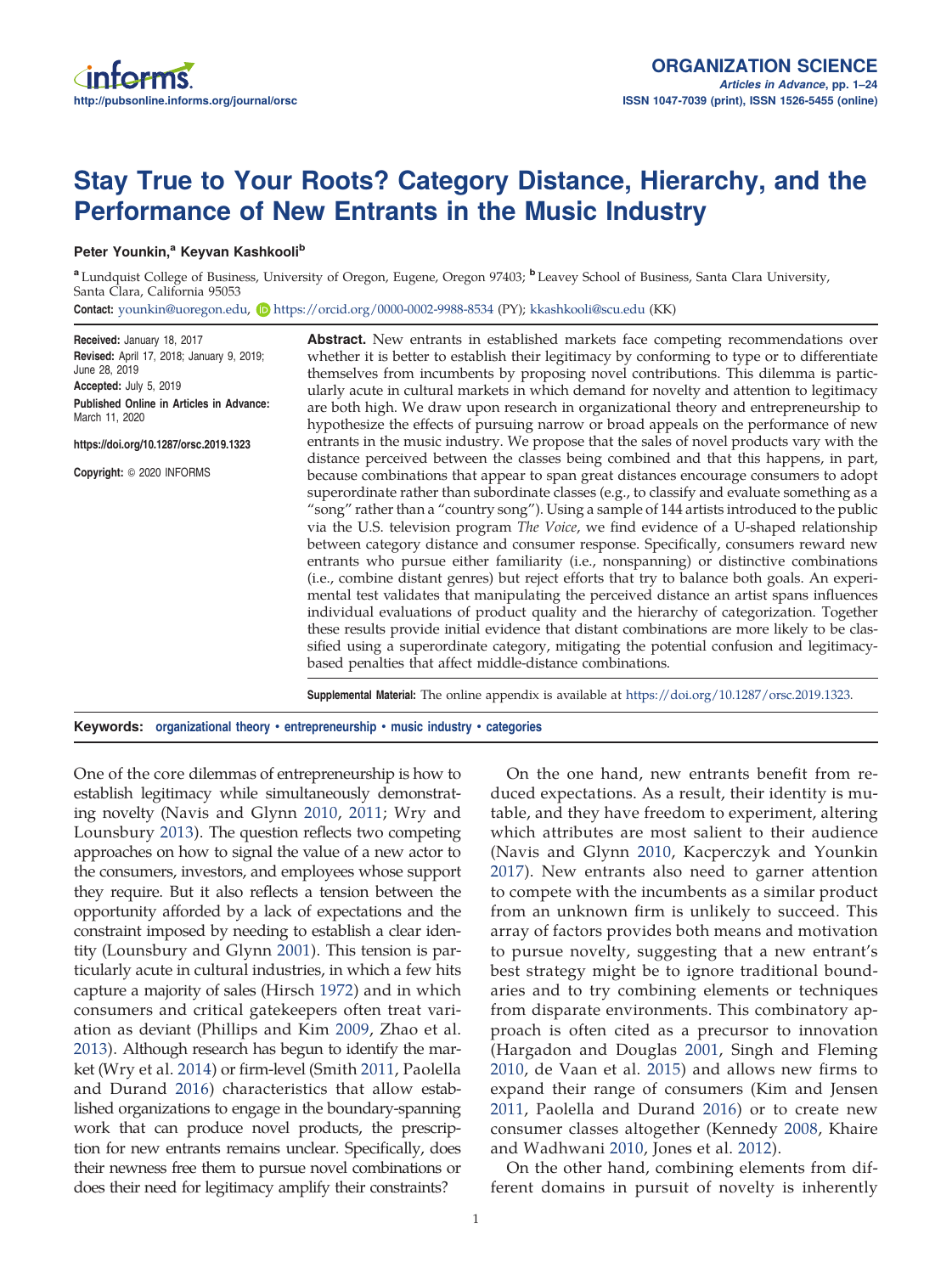# Stay True to Your Roots? Category Distance, Hierarchy, and the Performance of New Entrants in the Music Industry

**Peter Younkin,[a] Keyvan Kashkooli[b]**

[a] Lundquist College of Business, University of Oregon, Eugene, Oregon 97403; [b] Leavey School of Business, Santa Clara University, Santa Clara, California 95053

**Contact:** younkin@uoregon.edu, https://orcid.org/0000-0002-9988-8534 (PY); kkashkooli@scu.edu (KK)

**Received:** January 18, 2017
**Revised:** April 17, 2018; January 9, 2019; June 28, 2019
**Accepted:** July 5, 2019
**Published Online in Articles in Advance:** March 11, 2020

https://doi.org/10.1287/orsc.2019.1323

**Copyright:** © 2020 INFORMS

**Abstract.** New entrants in established markets face competing recommendations over whether it is better to establish their legitimacy by conforming to type or to differentiate themselves from incumbents by proposing novel contributions. This dilemma is particularly acute in cultural markets in which demand for novelty and attention to legitimacy are both high. We draw upon research in organizational theory and entrepreneurship to hypothesize the effects of pursuing narrow or broad appeals on the performance of new entrants in the music industry. We propose that the sales of novel products vary with the distance perceived between the classes being combined and that this happens, in part, because combinations that appear to span great distances encourage consumers to adopt superordinate rather than subordinate classes (e.g., to classify and evaluate something as a "song" rather than a "country song"). Using a sample of 144 artists introduced to the public via the U.S. television program *The Voice*, we find evidence of a U-shaped relationship between category distance and consumer response. Specifically, consumers reward new entrants who pursue either familiarity (i.e., nonspanning) or distinctive combinations (i.e., combine distant genres) but reject efforts that try to balance both goals. An experimental test validates that manipulating the perceived distance an artist spans influences individual evaluations of product quality and the hierarchy of categorization. Together these results provide initial evidence that distant combinations are more likely to be classified using a superordinate category, mitigating the potential confusion and legitimacy-based penalties that affect middle-distance combinations.

**Supplemental Material:** The online appendix is available at https://doi.org/10.1287/orsc.2019.1323.

**Keywords:** organizational theory • entrepreneurship • music industry • categories

One of the core dilemmas of entrepreneurship is how to establish legitimacy while simultaneously demonstrating novelty (Navis and Glynn 2010, 2011; Wry and Lounsbury 2013). The question reflects two competing approaches on how to signal the value of a new actor to the consumers, investors, and employees whose support they require. But it also reflects a tension between the opportunity afforded by a lack of expectations and the constraint imposed by needing to establish a clear identity (Lounsbury and Glynn 2001). This tension is particularly acute in cultural industries, in which a few hits capture a majority of sales (Hirsch 1972) and in which consumers and critical gatekeepers often treat variation as deviant (Phillips and Kim 2009, Zhao et al. 2013). Although research has begun to identify the market (Wry et al. 2014) or firm-level (Smith 2011, Paolella and Durand 2016) characteristics that allow established organizations to engage in the boundary-spanning work that can produce novel products, the prescription for new entrants remains unclear. Specifically, does their newness free them to pursue novel combinations or does their need for legitimacy amplify their constraints?

On the one hand, new entrants benefit from reduced expectations. As a result, their identity is mutable, and they have freedom to experiment, altering which attributes are most salient to their audience (Navis and Glynn 2010, Kacperczyk and Younkin 2017). New entrants also need to garner attention to compete with the incumbents as a similar product from an unknown firm is unlikely to succeed. This array of factors provides both means and motivation to pursue novelty, suggesting that a new entrant's best strategy might be to ignore traditional boundaries and to try combining elements or techniques from disparate environments. This combinatory approach is often cited as a precursor to innovation (Hargadon and Douglas 2001, Singh and Fleming 2010, de Vaan et al. 2015) and allows new firms to expand their range of consumers (Kim and Jensen 2011, Paolella and Durand 2016) or to create new consumer classes altogether (Kennedy 2008, Khaire and Wadhwani 2010, Jones et al. 2012).

On the other hand, combining elements from different domains in pursuit of novelty is inherently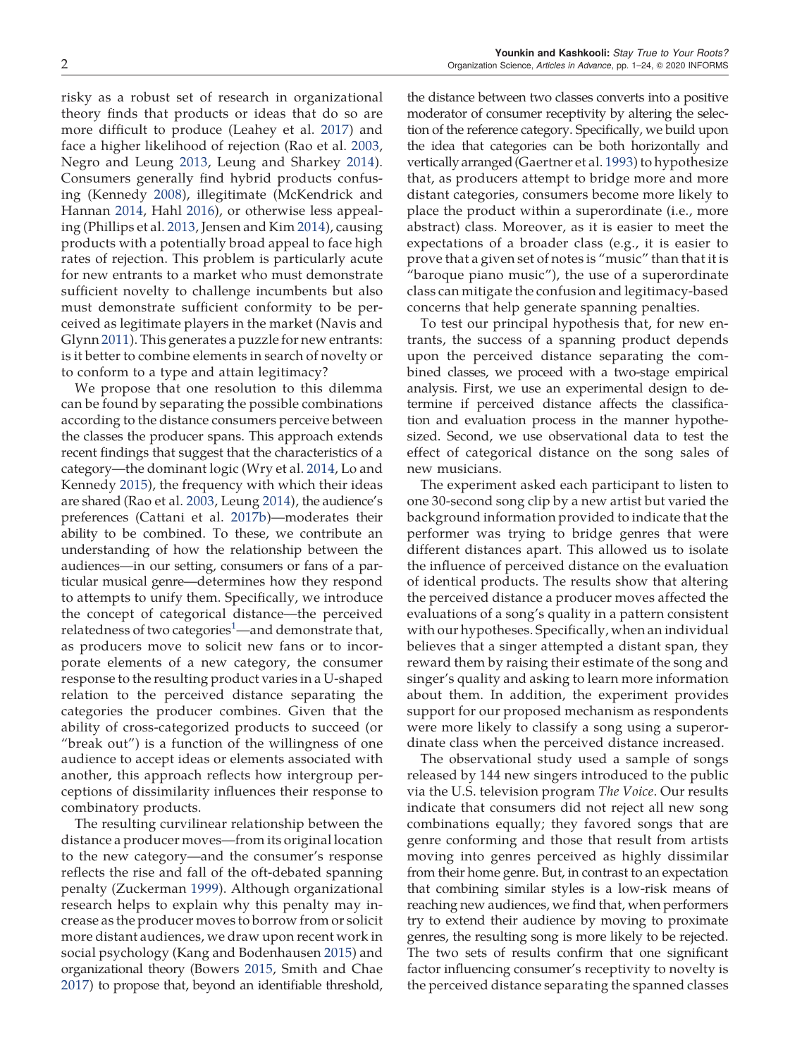risky as a robust set of research in organizational theory finds that products or ideas that do so are more difficult to produce (Leahey et al. 2017) and face a higher likelihood of rejection (Rao et al. 2003, Negro and Leung 2013, Leung and Sharkey 2014). Consumers generally find hybrid products confusing (Kennedy 2008), illegitimate (McKendrick and Hannan 2014, Hahl 2016), or otherwise less appealing (Phillips et al. 2013, Jensen and Kim 2014), causing products with a potentially broad appeal to face high rates of rejection. This problem is particularly acute for new entrants to a market who must demonstrate sufficient novelty to challenge incumbents but also must demonstrate sufficient conformity to be perceived as legitimate players in the market (Navis and Glynn 2011). This generates a puzzle for new entrants: is it better to combine elements in search of novelty or to conform to a type and attain legitimacy?

We propose that one resolution to this dilemma can be found by separating the possible combinations according to the distance consumers perceive between the classes the producer spans. This approach extends recent findings that suggest that the characteristics of a category—the dominant logic (Wry et al. 2014, Lo and Kennedy 2015), the frequency with which their ideas are shared (Rao et al. 2003, Leung 2014), the audience's preferences (Cattani et al. 2017b)—moderates their ability to be combined. To these, we contribute an understanding of how the relationship between the audiences—in our setting, consumers or fans of a particular musical genre—determines how they respond to attempts to unify them. Specifically, we introduce the concept of categorical distance—the perceived relatedness of two categories[1]—and demonstrate that, as producers move to solicit new fans or to incorporate elements of a new category, the consumer response to the resulting product varies in a U-shaped relation to the perceived distance separating the categories the producer combines. Given that the ability of cross-categorized products to succeed (or "break out") is a function of the willingness of one audience to accept ideas or elements associated with another, this approach reflects how intergroup perceptions of dissimilarity influences their response to combinatory products.

The resulting curvilinear relationship between the distance a producer moves—from its original location to the new category—and the consumer's response reflects the rise and fall of the oft-debated spanning penalty (Zuckerman 1999). Although organizational research helps to explain why this penalty may increase as the producer moves to borrow from or solicit more distant audiences, we draw upon recent work in social psychology (Kang and Bodenhausen 2015) and organizational theory (Bowers 2015, Smith and Chae 2017) to propose that, beyond an identifiable threshold, the distance between two classes converts into a positive moderator of consumer receptivity by altering the selection of the reference category. Specifically, we build upon the idea that categories can be both horizontally and vertically arranged (Gaertner et al. 1993) to hypothesize that, as producers attempt to bridge more and more distant categories, consumers become more likely to place the product within a superordinate (i.e., more abstract) class. Moreover, as it is easier to meet the expectations of a broader class (e.g., it is easier to prove that a given set of notes is "music" than that it is "baroque piano music"), the use of a superordinate class can mitigate the confusion and legitimacy-based concerns that help generate spanning penalties.

To test our principal hypothesis that, for new entrants, the success of a spanning product depends upon the perceived distance separating the combined classes, we proceed with a two-stage empirical analysis. First, we use an experimental design to determine if perceived distance affects the classification and evaluation process in the manner hypothesized. Second, we use observational data to test the effect of categorical distance on the song sales of new musicians.

The experiment asked each participant to listen to one 30-second song clip by a new artist but varied the background information provided to indicate that the performer was trying to bridge genres that were different distances apart. This allowed us to isolate the influence of perceived distance on the evaluation of identical products. The results show that altering the perceived distance a producer moves affected the evaluations of a song's quality in a pattern consistent with our hypotheses. Specifically, when an individual believes that a singer attempted a distant span, they reward them by raising their estimate of the song and singer's quality and asking to learn more information about them. In addition, the experiment provides support for our proposed mechanism as respondents were more likely to classify a song using a superordinate class when the perceived distance increased.

The observational study used a sample of songs released by 144 new singers introduced to the public via the U.S. television program *The Voice*. Our results indicate that consumers did not reject all new song combinations equally; they favored songs that are genre conforming and those that result from artists moving into genres perceived as highly dissimilar from their home genre. But, in contrast to an expectation that combining similar styles is a low-risk means of reaching new audiences, we find that, when performers try to extend their audience by moving to proximate genres, the resulting song is more likely to be rejected. The two sets of results confirm that one significant factor influencing consumer's receptivity to novelty is the perceived distance separating the spanned classes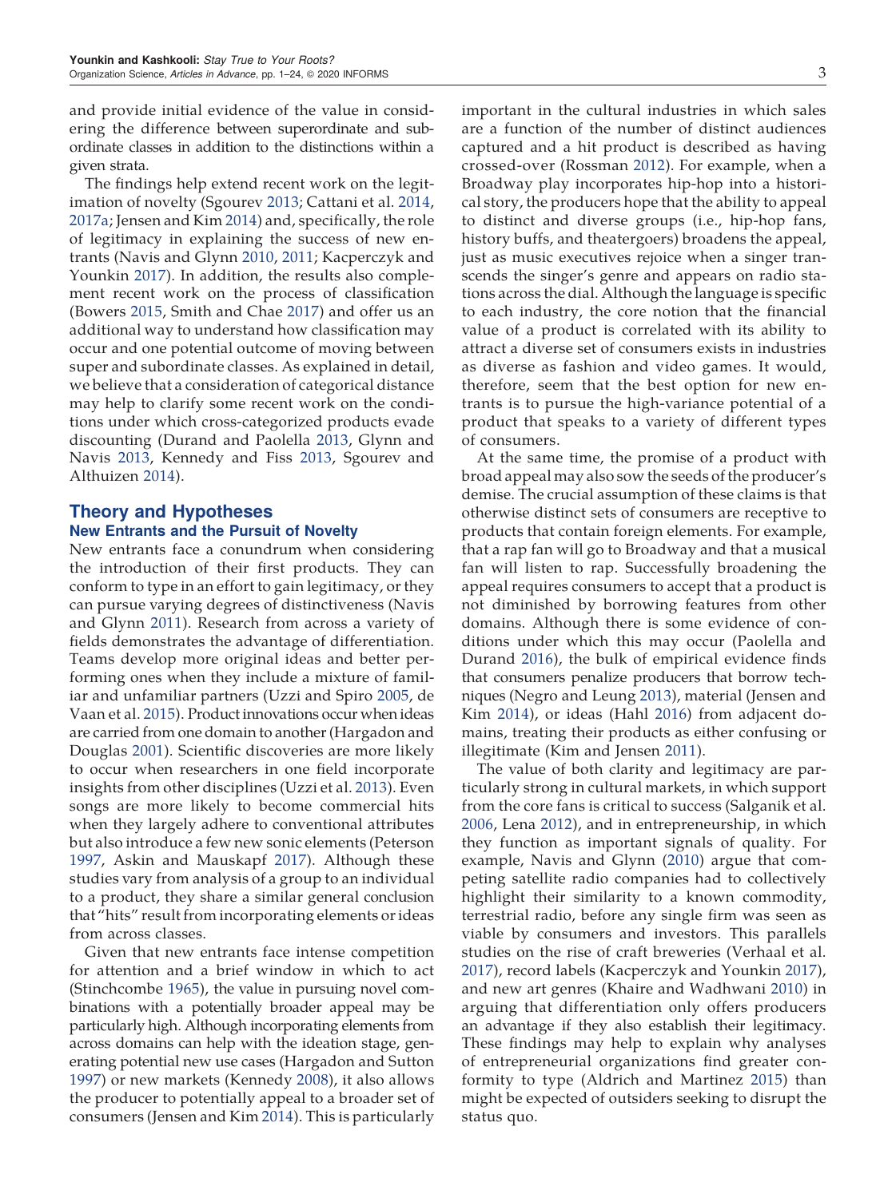and provide initial evidence of the value in considering the difference between superordinate and subordinate classes in addition to the distinctions within a given strata.

The findings help extend recent work on the legitimation of novelty (Sgourev 2013; Cattani et al. 2014, 2017a; Jensen and Kim 2014) and, specifically, the role of legitimacy in explaining the success of new entrants (Navis and Glynn 2010, 2011; Kacperczyk and Younkin 2017). In addition, the results also complement recent work on the process of classification (Bowers 2015, Smith and Chae 2017) and offer us an additional way to understand how classification may occur and one potential outcome of moving between super and subordinate classes. As explained in detail, we believe that a consideration of categorical distance may help to clarify some recent work on the conditions under which cross-categorized products evade discounting (Durand and Paolella 2013, Glynn and Navis 2013, Kennedy and Fiss 2013, Sgourev and Althuizen 2014).

## Theory and Hypotheses

### New Entrants and the Pursuit of Novelty

New entrants face a conundrum when considering the introduction of their first products. They can conform to type in an effort to gain legitimacy, or they can pursue varying degrees of distinctiveness (Navis and Glynn 2011). Research from across a variety of fields demonstrates the advantage of differentiation. Teams develop more original ideas and better performing ones when they include a mixture of familiar and unfamiliar partners (Uzzi and Spiro 2005, de Vaan et al. 2015). Product innovations occur when ideas are carried from one domain to another (Hargadon and Douglas 2001). Scientific discoveries are more likely to occur when researchers in one field incorporate insights from other disciplines (Uzzi et al. 2013). Even songs are more likely to become commercial hits when they largely adhere to conventional attributes but also introduce a few new sonic elements (Peterson 1997, Askin and Mauskapf 2017). Although these studies vary from analysis of a group to an individual to a product, they share a similar general conclusion that "hits" result from incorporating elements or ideas from across classes.

Given that new entrants face intense competition for attention and a brief window in which to act (Stinchcombe 1965), the value in pursuing novel combinations with a potentially broader appeal may be particularly high. Although incorporating elements from across domains can help with the ideation stage, generating potential new use cases (Hargadon and Sutton 1997) or new markets (Kennedy 2008), it also allows the producer to potentially appeal to a broader set of consumers (Jensen and Kim 2014). This is particularly important in the cultural industries in which sales are a function of the number of distinct audiences captured and a hit product is described as having crossed-over (Rossman 2012). For example, when a Broadway play incorporates hip-hop into a historical story, the producers hope that the ability to appeal to distinct and diverse groups (i.e., hip-hop fans, history buffs, and theatergoers) broadens the appeal, just as music executives rejoice when a singer transcends the singer's genre and appears on radio stations across the dial. Although the language is specific to each industry, the core notion that the financial value of a product is correlated with its ability to attract a diverse set of consumers exists in industries as diverse as fashion and video games. It would, therefore, seem that the best option for new entrants is to pursue the high-variance potential of a product that speaks to a variety of different types of consumers.

At the same time, the promise of a product with broad appeal may also sow the seeds of the producer's demise. The crucial assumption of these claims is that otherwise distinct sets of consumers are receptive to products that contain foreign elements. For example, that a rap fan will go to Broadway and that a musical fan will listen to rap. Successfully broadening the appeal requires consumers to accept that a product is not diminished by borrowing features from other domains. Although there is some evidence of conditions under which this may occur (Paolella and Durand 2016), the bulk of empirical evidence finds that consumers penalize producers that borrow techniques (Negro and Leung 2013), material (Jensen and Kim 2014), or ideas (Hahl 2016) from adjacent domains, treating their products as either confusing or illegitimate (Kim and Jensen 2011).

The value of both clarity and legitimacy are particularly strong in cultural markets, in which support from the core fans is critical to success (Salganik et al. 2006, Lena 2012), and in entrepreneurship, in which they function as important signals of quality. For example, Navis and Glynn (2010) argue that competing satellite radio companies had to collectively highlight their similarity to a known commodity, terrestrial radio, before any single firm was seen as viable by consumers and investors. This parallels studies on the rise of craft breweries (Verhaal et al. 2017), record labels (Kacperczyk and Younkin 2017), and new art genres (Khaire and Wadhwani 2010) in arguing that differentiation only offers producers an advantage if they also establish their legitimacy. These findings may help to explain why analyses of entrepreneurial organizations find greater conformity to type (Aldrich and Martinez 2015) than might be expected of outsiders seeking to disrupt the status quo.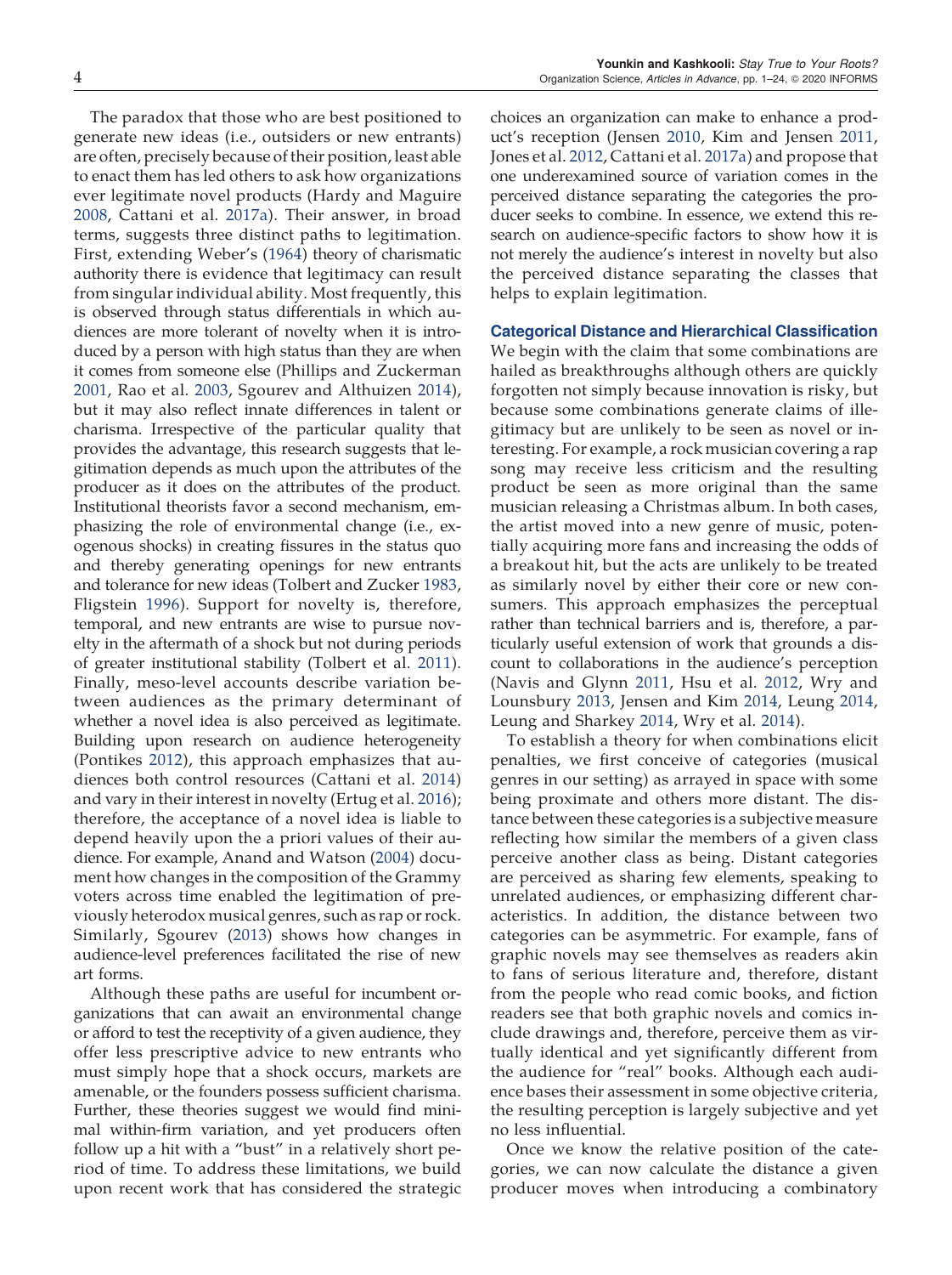The paradox that those who are best positioned to generate new ideas (i.e., outsiders or new entrants) are often, precisely because of their position, least able to enact them has led others to ask how organizations ever legitimate novel products (Hardy and Maguire 2008, Cattani et al. 2017a). Their answer, in broad terms, suggests three distinct paths to legitimation. First, extending Weber's (1964) theory of charismatic authority there is evidence that legitimacy can result from singular individual ability. Most frequently, this is observed through status differentials in which audiences are more tolerant of novelty when it is introduced by a person with high status than they are when it comes from someone else (Phillips and Zuckerman 2001, Rao et al. 2003, Sgourev and Althuizen 2014), but it may also reflect innate differences in talent or charisma. Irrespective of the particular quality that provides the advantage, this research suggests that legitimation depends as much upon the attributes of the producer as it does on the attributes of the product. Institutional theorists favor a second mechanism, emphasizing the role of environmental change (i.e., exogenous shocks) in creating fissures in the status quo and thereby generating openings for new entrants and tolerance for new ideas (Tolbert and Zucker 1983, Fligstein 1996). Support for novelty is, therefore, temporal, and new entrants are wise to pursue novelty in the aftermath of a shock but not during periods of greater institutional stability (Tolbert et al. 2011). Finally, meso-level accounts describe variation between audiences as the primary determinant of whether a novel idea is also perceived as legitimate. Building upon research on audience heterogeneity (Pontikes 2012), this approach emphasizes that audiences both control resources (Cattani et al. 2014) and vary in their interest in novelty (Ertug et al. 2016); therefore, the acceptance of a novel idea is liable to depend heavily upon the a priori values of their audience. For example, Anand and Watson (2004) document how changes in the composition of the Grammy voters across time enabled the legitimation of previously heterodox musical genres, such as rap or rock. Similarly, Sgourev (2013) shows how changes in audience-level preferences facilitated the rise of new art forms.

Although these paths are useful for incumbent organizations that can await an environmental change or afford to test the receptivity of a given audience, they offer less prescriptive advice to new entrants who must simply hope that a shock occurs, markets are amenable, or the founders possess sufficient charisma. Further, these theories suggest we would find minimal within-firm variation, and yet producers often follow up a hit with a "bust" in a relatively short period of time. To address these limitations, we build upon recent work that has considered the strategic choices an organization can make to enhance a product's reception (Jensen 2010, Kim and Jensen 2011, Jones et al. 2012, Cattani et al. 2017a) and propose that one underexamined source of variation comes in the perceived distance separating the categories the producer seeks to combine. In essence, we extend this research on audience-specific factors to show how it is not merely the audience's interest in novelty but also the perceived distance separating the classes that helps to explain legitimation.

## Categorical Distance and Hierarchical Classification

We begin with the claim that some combinations are hailed as breakthroughs although others are quickly forgotten not simply because innovation is risky, but because some combinations generate claims of illegitimacy but are unlikely to be seen as novel or interesting. For example, a rock musician covering a rap song may receive less criticism and the resulting product be seen as more original than the same musician releasing a Christmas album. In both cases, the artist moved into a new genre of music, potentially acquiring more fans and increasing the odds of a breakout hit, but the acts are unlikely to be treated as similarly novel by either their core or new consumers. This approach emphasizes the perceptual rather than technical barriers and is, therefore, a particularly useful extension of work that grounds a discount to collaborations in the audience's perception (Navis and Glynn 2011, Hsu et al. 2012, Wry and Lounsbury 2013, Jensen and Kim 2014, Leung 2014, Leung and Sharkey 2014, Wry et al. 2014).

To establish a theory for when combinations elicit penalties, we first conceive of categories (musical genres in our setting) as arrayed in space with some being proximate and others more distant. The distance between these categories is a subjective measure reflecting how similar the members of a given class perceive another class as being. Distant categories are perceived as sharing few elements, speaking to unrelated audiences, or emphasizing different characteristics. In addition, the distance between two categories can be asymmetric. For example, fans of graphic novels may see themselves as readers akin to fans of serious literature and, therefore, distant from the people who read comic books, and fiction readers see that both graphic novels and comics include drawings and, therefore, perceive them as virtually identical and yet significantly different from the audience for "real" books. Although each audience bases their assessment in some objective criteria, the resulting perception is largely subjective and yet no less influential.

Once we know the relative position of the categories, we can now calculate the distance a given producer moves when introducing a combinatory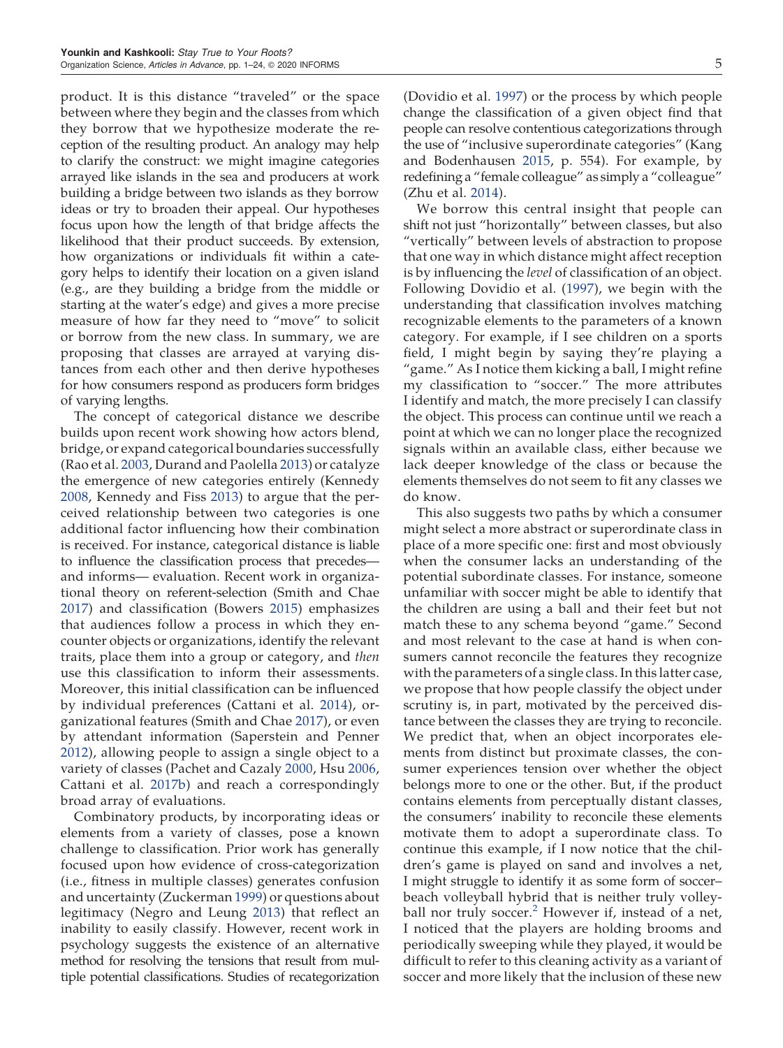product. It is this distance "traveled" or the space between where they begin and the classes from which they borrow that we hypothesize moderate the reception of the resulting product. An analogy may help to clarify the construct: we might imagine categories arrayed like islands in the sea and producers at work building a bridge between two islands as they borrow ideas or try to broaden their appeal. Our hypotheses focus upon how the length of that bridge affects the likelihood that their product succeeds. By extension, how organizations or individuals fit within a category helps to identify their location on a given island (e.g., are they building a bridge from the middle or starting at the water's edge) and gives a more precise measure of how far they need to "move" to solicit or borrow from the new class. In summary, we are proposing that classes are arrayed at varying distances from each other and then derive hypotheses for how consumers respond as producers form bridges of varying lengths.

The concept of categorical distance we describe builds upon recent work showing how actors blend, bridge, or expand categorical boundaries successfully (Rao et al. 2003, Durand and Paolella 2013) or catalyze the emergence of new categories entirely (Kennedy 2008, Kennedy and Fiss 2013) to argue that the perceived relationship between two categories is one additional factor influencing how their combination is received. For instance, categorical distance is liable to influence the classification process that precedes—and informs— evaluation. Recent work in organizational theory on referent-selection (Smith and Chae 2017) and classification (Bowers 2015) emphasizes that audiences follow a process in which they encounter objects or organizations, identify the relevant traits, place them into a group or category, and *then* use this classification to inform their assessments. Moreover, this initial classification can be influenced by individual preferences (Cattani et al. 2014), organizational features (Smith and Chae 2017), or even by attendant information (Saperstein and Penner 2012), allowing people to assign a single object to a variety of classes (Pachet and Cazaly 2000, Hsu 2006, Cattani et al. 2017b) and reach a correspondingly broad array of evaluations.

Combinatory products, by incorporating ideas or elements from a variety of classes, pose a known challenge to classification. Prior work has generally focused upon how evidence of cross-categorization (i.e., fitness in multiple classes) generates confusion and uncertainty (Zuckerman 1999) or questions about legitimacy (Negro and Leung 2013) that reflect an inability to easily classify. However, recent work in psychology suggests the existence of an alternative method for resolving the tensions that result from multiple potential classifications. Studies of recategorization (Dovidio et al. 1997) or the process by which people change the classification of a given object find that people can resolve contentious categorizations through the use of "inclusive superordinate categories" (Kang and Bodenhausen 2015, p. 554). For example, by redefining a "female colleague" as simply a "colleague" (Zhu et al. 2014).

We borrow this central insight that people can shift not just "horizontally" between classes, but also "vertically" between levels of abstraction to propose that one way in which distance might affect reception is by influencing the *level* of classification of an object. Following Dovidio et al. (1997), we begin with the understanding that classification involves matching recognizable elements to the parameters of a known category. For example, if I see children on a sports field, I might begin by saying they're playing a "game." As I notice them kicking a ball, I might refine my classification to "soccer." The more attributes I identify and match, the more precisely I can classify the object. This process can continue until we reach a point at which we can no longer place the recognized signals within an available class, either because we lack deeper knowledge of the class or because the elements themselves do not seem to fit any classes we do know.

This also suggests two paths by which a consumer might select a more abstract or superordinate class in place of a more specific one: first and most obviously when the consumer lacks an understanding of the potential subordinate classes. For instance, someone unfamiliar with soccer might be able to identify that the children are using a ball and their feet but not match these to any schema beyond "game." Second and most relevant to the case at hand is when consumers cannot reconcile the features they recognize with the parameters of a single class. In this latter case, we propose that how people classify the object under scrutiny is, in part, motivated by the perceived distance between the classes they are trying to reconcile. We predict that, when an object incorporates elements from distinct but proximate classes, the consumer experiences tension over whether the object belongs more to one or the other. But, if the product contains elements from perceptually distant classes, the consumers' inability to reconcile these elements motivate them to adopt a superordinate class. To continue this example, if I now notice that the children's game is played on sand and involves a net, I might struggle to identify it as some form of soccer–beach volleyball hybrid that is neither truly volleyball nor truly soccer.[2] However if, instead of a net, I noticed that the players are holding brooms and periodically sweeping while they played, it would be difficult to refer to this cleaning activity as a variant of soccer and more likely that the inclusion of these new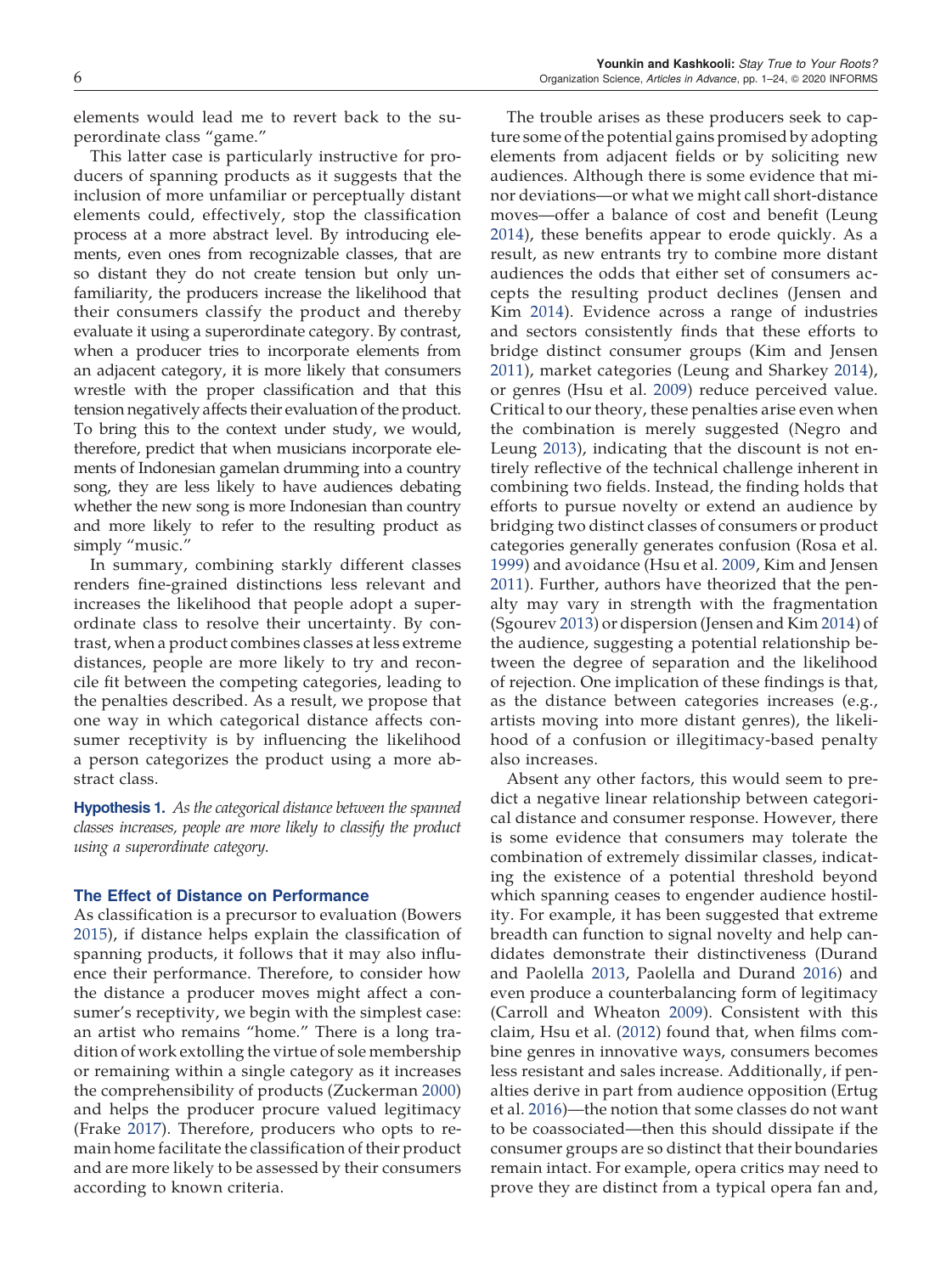elements would lead me to revert back to the superordinate class "game."

This latter case is particularly instructive for producers of spanning products as it suggests that the inclusion of more unfamiliar or perceptually distant elements could, effectively, stop the classification process at a more abstract level. By introducing elements, even ones from recognizable classes, that are so distant they do not create tension but only unfamiliarity, the producers increase the likelihood that their consumers classify the product and thereby evaluate it using a superordinate category. By contrast, when a producer tries to incorporate elements from an adjacent category, it is more likely that consumers wrestle with the proper classification and that this tension negatively affects their evaluation of the product. To bring this to the context under study, we would, therefore, predict that when musicians incorporate elements of Indonesian gamelan drumming into a country song, they are less likely to have audiences debating whether the new song is more Indonesian than country and more likely to refer to the resulting product as simply "music."

In summary, combining starkly different classes renders fine-grained distinctions less relevant and increases the likelihood that people adopt a superordinate class to resolve their uncertainty. By contrast, when a product combines classes at less extreme distances, people are more likely to try and reconcile fit between the competing categories, leading to the penalties described. As a result, we propose that one way in which categorical distance affects consumer receptivity is by influencing the likelihood a person categorizes the product using a more abstract class.

**Hypothesis 1.** *As the categorical distance between the spanned classes increases, people are more likely to classify the product using a superordinate category.*

### The Effect of Distance on Performance

As classification is a precursor to evaluation (Bowers 2015), if distance helps explain the classification of spanning products, it follows that it may also influence their performance. Therefore, to consider how the distance a producer moves might affect a consumer's receptivity, we begin with the simplest case: an artist who remains "home." There is a long tradition of work extolling the virtue of sole membership or remaining within a single category as it increases the comprehensibility of products (Zuckerman 2000) and helps the producer procure valued legitimacy (Frake 2017). Therefore, producers who opts to remain home facilitate the classification of their product and are more likely to be assessed by their consumers according to known criteria.

The trouble arises as these producers seek to capture some of the potential gains promised by adopting elements from adjacent fields or by soliciting new audiences. Although there is some evidence that minor deviations—or what we might call short-distance moves—offer a balance of cost and benefit (Leung 2014), these benefits appear to erode quickly. As a result, as new entrants try to combine more distant audiences the odds that either set of consumers accepts the resulting product declines (Jensen and Kim 2014). Evidence across a range of industries and sectors consistently finds that these efforts to bridge distinct consumer groups (Kim and Jensen 2011), market categories (Leung and Sharkey 2014), or genres (Hsu et al. 2009) reduce perceived value. Critical to our theory, these penalties arise even when the combination is merely suggested (Negro and Leung 2013), indicating that the discount is not entirely reflective of the technical challenge inherent in combining two fields. Instead, the finding holds that efforts to pursue novelty or extend an audience by bridging two distinct classes of consumers or product categories generally generates confusion (Rosa et al. 1999) and avoidance (Hsu et al. 2009, Kim and Jensen 2011). Further, authors have theorized that the penalty may vary in strength with the fragmentation (Sgourev 2013) or dispersion (Jensen and Kim 2014) of the audience, suggesting a potential relationship between the degree of separation and the likelihood of rejection. One implication of these findings is that, as the distance between categories increases (e.g., artists moving into more distant genres), the likelihood of a confusion or illegitimacy-based penalty also increases.

Absent any other factors, this would seem to predict a negative linear relationship between categorical distance and consumer response. However, there is some evidence that consumers may tolerate the combination of extremely dissimilar classes, indicating the existence of a potential threshold beyond which spanning ceases to engender audience hostility. For example, it has been suggested that extreme breadth can function to signal novelty and help candidates demonstrate their distinctiveness (Durand and Paolella 2013, Paolella and Durand 2016) and even produce a counterbalancing form of legitimacy (Carroll and Wheaton 2009). Consistent with this claim, Hsu et al. (2012) found that, when films combine genres in innovative ways, consumers becomes less resistant and sales increase. Additionally, if penalties derive in part from audience opposition (Ertug et al. 2016)—the notion that some classes do not want to be coassociated—then this should dissipate if the consumer groups are so distinct that their boundaries remain intact. For example, opera critics may need to prove they are distinct from a typical opera fan and,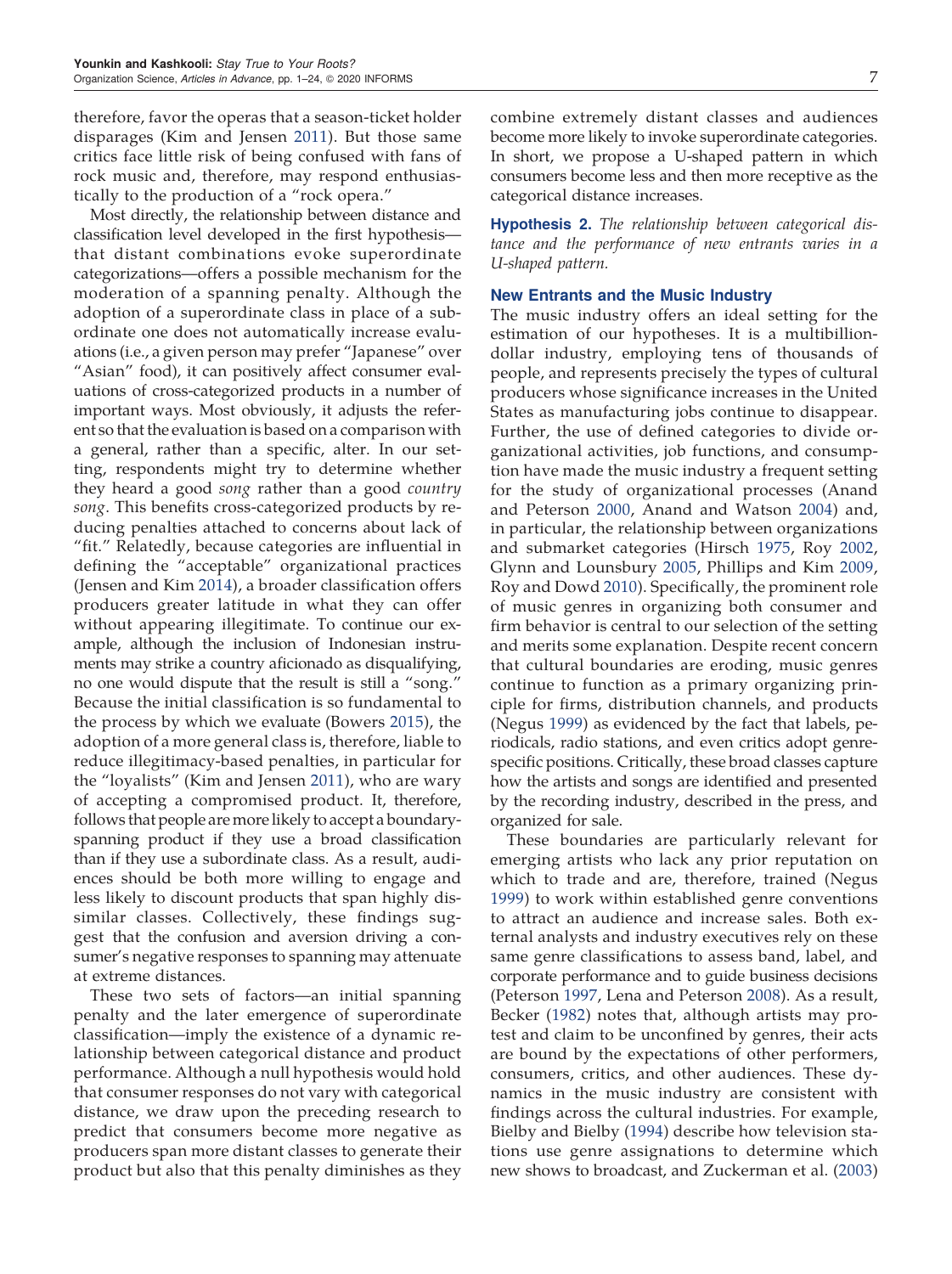therefore, favor the operas that a season-ticket holder disparages (Kim and Jensen 2011). But those same critics face little risk of being confused with fans of rock music and, therefore, may respond enthusiastically to the production of a "rock opera."

Most directly, the relationship between distance and classification level developed in the first hypothesis—that distant combinations evoke superordinate categorizations—offers a possible mechanism for the moderation of a spanning penalty. Although the adoption of a superordinate class in place of a subordinate one does not automatically increase evaluations (i.e., a given person may prefer "Japanese" over "Asian" food), it can positively affect consumer evaluations of cross-categorized products in a number of important ways. Most obviously, it adjusts the referent so that the evaluation is based on a comparison with a general, rather than a specific, alter. In our setting, respondents might try to determine whether they heard a good *song* rather than a good *country song*. This benefits cross-categorized products by reducing penalties attached to concerns about lack of "fit." Relatedly, because categories are influential in defining the "acceptable" organizational practices (Jensen and Kim 2014), a broader classification offers producers greater latitude in what they can offer without appearing illegitimate. To continue our example, although the inclusion of Indonesian instruments may strike a country aficionado as disqualifying, no one would dispute that the result is still a "song." Because the initial classification is so fundamental to the process by which we evaluate (Bowers 2015), the adoption of a more general class is, therefore, liable to reduce illegitimacy-based penalties, in particular for the "loyalists" (Kim and Jensen 2011), who are wary of accepting a compromised product. It, therefore, follows that people are more likely to accept a boundary-spanning product if they use a broad classification than if they use a subordinate class. As a result, audiences should be both more willing to engage and less likely to discount products that span highly dissimilar classes. Collectively, these findings suggest that the confusion and aversion driving a consumer's negative responses to spanning may attenuate at extreme distances.

These two sets of factors—an initial spanning penalty and the later emergence of superordinate classification—imply the existence of a dynamic relationship between categorical distance and product performance. Although a null hypothesis would hold that consumer responses do not vary with categorical distance, we draw upon the preceding research to predict that consumers become more negative as producers span more distant classes to generate their product but also that this penalty diminishes as they combine extremely distant classes and audiences become more likely to invoke superordinate categories. In short, we propose a U-shaped pattern in which consumers become less and then more receptive as the categorical distance increases.

**Hypothesis 2.** *The relationship between categorical distance and the performance of new entrants varies in a U-shaped pattern.*

## New Entrants and the Music Industry

The music industry offers an ideal setting for the estimation of our hypotheses. It is a multibillion-dollar industry, employing tens of thousands of people, and represents precisely the types of cultural producers whose significance increases in the United States as manufacturing jobs continue to disappear. Further, the use of defined categories to divide organizational activities, job functions, and consumption have made the music industry a frequent setting for the study of organizational processes (Anand and Peterson 2000, Anand and Watson 2004) and, in particular, the relationship between organizations and submarket categories (Hirsch 1975, Roy 2002, Glynn and Lounsbury 2005, Phillips and Kim 2009, Roy and Dowd 2010). Specifically, the prominent role of music genres in organizing both consumer and firm behavior is central to our selection of the setting and merits some explanation. Despite recent concern that cultural boundaries are eroding, music genres continue to function as a primary organizing principle for firms, distribution channels, and products (Negus 1999) as evidenced by the fact that labels, periodicals, radio stations, and even critics adopt genre-specific positions. Critically, these broad classes capture how the artists and songs are identified and presented by the recording industry, described in the press, and organized for sale.

These boundaries are particularly relevant for emerging artists who lack any prior reputation on which to trade and are, therefore, trained (Negus 1999) to work within established genre conventions to attract an audience and increase sales. Both external analysts and industry executives rely on these same genre classifications to assess band, label, and corporate performance and to guide business decisions (Peterson 1997, Lena and Peterson 2008). As a result, Becker (1982) notes that, although artists may protest and claim to be unconfined by genres, their acts are bound by the expectations of other performers, consumers, critics, and other audiences. These dynamics in the music industry are consistent with findings across the cultural industries. For example, Bielby and Bielby (1994) describe how television stations use genre assignations to determine which new shows to broadcast, and Zuckerman et al. (2003)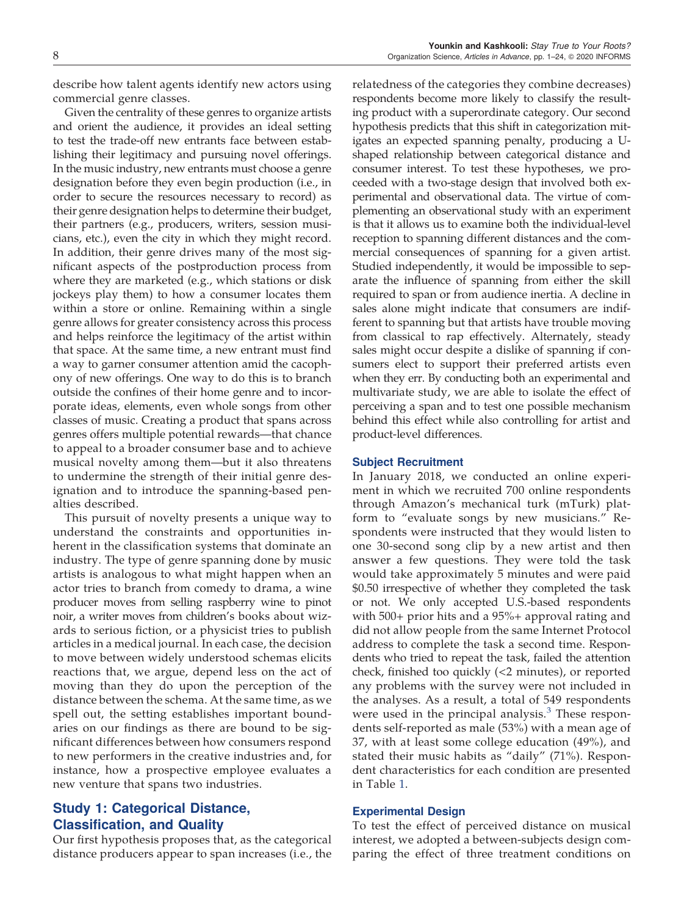describe how talent agents identify new actors using commercial genre classes.

Given the centrality of these genres to organize artists and orient the audience, it provides an ideal setting to test the trade-off new entrants face between establishing their legitimacy and pursuing novel offerings. In the music industry, new entrants must choose a genre designation before they even begin production (i.e., in order to secure the resources necessary to record) as their genre designation helps to determine their budget, their partners (e.g., producers, writers, session musicians, etc.), even the city in which they might record. In addition, their genre drives many of the most significant aspects of the postproduction process from where they are marketed (e.g., which stations or disk jockeys play them) to how a consumer locates them within a store or online. Remaining within a single genre allows for greater consistency across this process and helps reinforce the legitimacy of the artist within that space. At the same time, a new entrant must find a way to garner consumer attention amid the cacophony of new offerings. One way to do this is to branch outside the confines of their home genre and to incorporate ideas, elements, even whole songs from other classes of music. Creating a product that spans across genres offers multiple potential rewards—that chance to appeal to a broader consumer base and to achieve musical novelty among them—but it also threatens to undermine the strength of their initial genre designation and to introduce the spanning-based penalties described.

This pursuit of novelty presents a unique way to understand the constraints and opportunities inherent in the classification systems that dominate an industry. The type of genre spanning done by music artists is analogous to what might happen when an actor tries to branch from comedy to drama, a wine producer moves from selling raspberry wine to pinot noir, a writer moves from children's books about wizards to serious fiction, or a physicist tries to publish articles in a medical journal. In each case, the decision to move between widely understood schemas elicits reactions that, we argue, depend less on the act of moving than they do upon the perception of the distance between the schema. At the same time, as we spell out, the setting establishes important boundaries on our findings as there are bound to be significant differences between how consumers respond to new performers in the creative industries and, for instance, how a prospective employee evaluates a new venture that spans two industries.

## Study 1: Categorical Distance, Classification, and Quality

Our first hypothesis proposes that, as the categorical distance producers appear to span increases (i.e., the relatedness of the categories they combine decreases) respondents become more likely to classify the resulting product with a superordinate category. Our second hypothesis predicts that this shift in categorization mitigates an expected spanning penalty, producing a U-shaped relationship between categorical distance and consumer interest. To test these hypotheses, we proceeded with a two-stage design that involved both experimental and observational data. The virtue of complementing an observational study with an experiment is that it allows us to examine both the individual-level reception to spanning different distances and the commercial consequences of spanning for a given artist. Studied independently, it would be impossible to separate the influence of spanning from either the skill required to span or from audience inertia. A decline in sales alone might indicate that consumers are indifferent to spanning but that artists have trouble moving from classical to rap effectively. Alternately, steady sales might occur despite a dislike of spanning if consumers elect to support their preferred artists even when they err. By conducting both an experimental and multivariate study, we are able to isolate the effect of perceiving a span and to test one possible mechanism behind this effect while also controlling for artist and product-level differences.

### Subject Recruitment

In January 2018, we conducted an online experiment in which we recruited 700 online respondents through Amazon's mechanical turk (mTurk) platform to "evaluate songs by new musicians." Respondents were instructed that they would listen to one 30-second song clip by a new artist and then answer a few questions. They were told the task would take approximately 5 minutes and were paid $0.50 irrespective of whether they completed the task or not. We only accepted U.S.-based respondents with 500+ prior hits and a 95%+ approval rating and did not allow people from the same Internet Protocol address to complete the task a second time. Respondents who tried to repeat the task, failed the attention check, finished too quickly (<2 minutes), or reported any problems with the survey were not included in the analyses. As a result, a total of 549 respondents were used in the principal analysis.[3] These respondents self-reported as male (53%) with a mean age of 37, with at least some college education (49%), and stated their music habits as "daily" (71%). Respondent characteristics for each condition are presented in Table 1.

### Experimental Design

To test the effect of perceived distance on musical interest, we adopted a between-subjects design comparing the effect of three treatment conditions on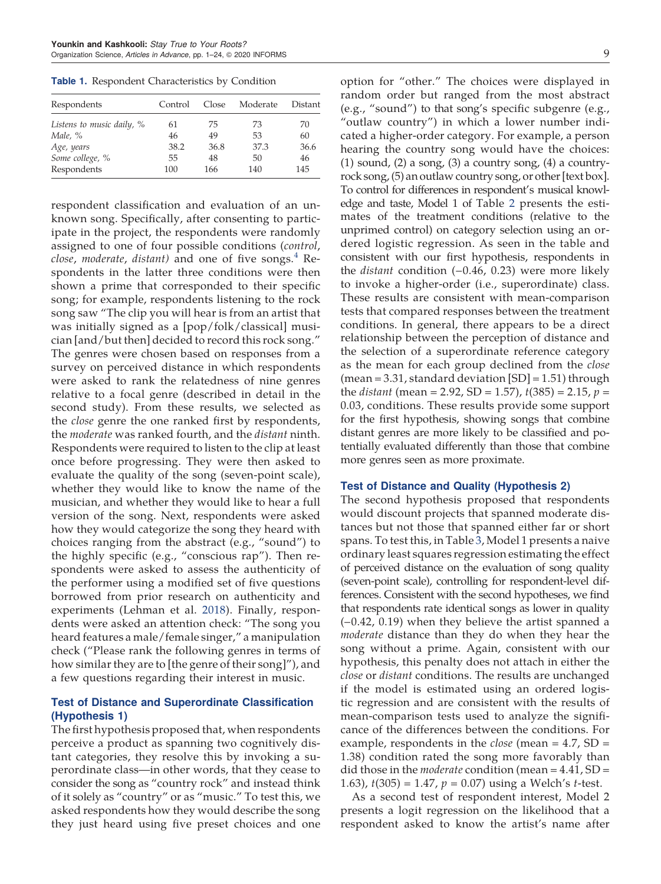**Table 1.** Respondent Characteristics by Condition

| Respondents | Control | Close | Moderate | Distant |
|---|---|---|---|---|
| *Listens to music daily, %* | 61 | 75 | 73 | 70 |
| *Male, %* | 46 | 49 | 53 | 60 |
| *Age, years* | 38.2 | 36.8 | 37.3 | 36.6 |
| *Some college, %* | 55 | 48 | 50 | 46 |
| Respondents | 100 | 166 | 140 | 145 |

respondent classification and evaluation of an unknown song. Specifically, after consenting to participate in the project, the respondents were randomly assigned to one of four possible conditions (*control*, *close*, *moderate*, *distant)* and one of five songs.[4] Respondents in the latter three conditions were then shown a prime that corresponded to their specific song; for example, respondents listening to the rock song saw "The clip you will hear is from an artist that was initially signed as a [pop/folk/classical] musician [and/but then] decided to record this rock song." The genres were chosen based on responses from a survey on perceived distance in which respondents were asked to rank the relatedness of nine genres relative to a focal genre (described in detail in the second study). From these results, we selected as the *close* genre the one ranked first by respondents, the *moderate* was ranked fourth, and the *distant* ninth. Respondents were required to listen to the clip at least once before progressing. They were then asked to evaluate the quality of the song (seven-point scale), whether they would like to know the name of the musician, and whether they would like to hear a full version of the song. Next, respondents were asked how they would categorize the song they heard with choices ranging from the abstract (e.g., "sound") to the highly specific (e.g., "conscious rap"). Then respondents were asked to assess the authenticity of the performer using a modified set of five questions borrowed from prior research on authenticity and experiments (Lehman et al. 2018). Finally, respondents were asked an attention check: "The song you heard features a male/female singer," a manipulation check ("Please rank the following genres in terms of how similar they are to [the genre of their song]"), and a few questions regarding their interest in music.

### Test of Distance and Superordinate Classification (Hypothesis 1)

The first hypothesis proposed that, when respondents perceive a product as spanning two cognitively distant categories, they resolve this by invoking a superordinate class—in other words, that they cease to consider the song as "country rock" and instead think of it solely as "country" or as "music." To test this, we asked respondents how they would describe the song they just heard using five preset choices and one option for "other." The choices were displayed in random order but ranged from the most abstract (e.g., "sound") to that song's specific subgenre (e.g., "outlaw country") in which a lower number indicated a higher-order category. For example, a person hearing the country song would have the choices: (1) sound, (2) a song, (3) a country song, (4) a country-rock song, (5) an outlaw country song, or other [text box]. To control for differences in respondent's musical knowledge and taste, Model 1 of Table 2 presents the estimates of the treatment conditions (relative to the unprimed control) on category selection using an ordered logistic regression. As seen in the table and consistent with our first hypothesis, respondents in the *distant* condition (−0.46, 0.23) were more likely to invoke a higher-order (i.e., superordinate) class. These results are consistent with mean-comparison tests that compared responses between the treatment conditions. In general, there appears to be a direct relationship between the perception of distance and the selection of a superordinate reference category as the mean for each group declined from the *close* (mean = 3.31, standard deviation [SD] = 1.51) through the *distant* (mean = 2.92, SD = 1.57), $t(385) = 2.15$, $p = 0.03$, conditions. These results provide some support for the first hypothesis, showing songs that combine distant genres are more likely to be classified and potentially evaluated differently than those that combine more genres seen as more proximate.

### Test of Distance and Quality (Hypothesis 2)

The second hypothesis proposed that respondents would discount projects that spanned moderate distances but not those that spanned either far or short spans. To test this, in Table 3, Model 1 presents a naive ordinary least squares regression estimating the effect of perceived distance on the evaluation of song quality (seven-point scale), controlling for respondent-level differences. Consistent with the second hypotheses, we find that respondents rate identical songs as lower in quality (−0.42, 0.19) when they believe the artist spanned a *moderate* distance than they do when they hear the song without a prime. Again, consistent with our hypothesis, this penalty does not attach in either the *close* or *distant* conditions. The results are unchanged if the model is estimated using an ordered logistic regression and are consistent with the results of mean-comparison tests used to analyze the significance of the differences between the conditions. For example, respondents in the *close* (mean = 4.7, SD = 1.38) condition rated the song more favorably than did those in the *moderate* condition (mean = 4.41, SD = 1.63), $t(305) = 1.47$, $p = 0.07$) using a Welch's $t$-test.

As a second test of respondent interest, Model 2 presents a logit regression on the likelihood that a respondent asked to know the artist's name after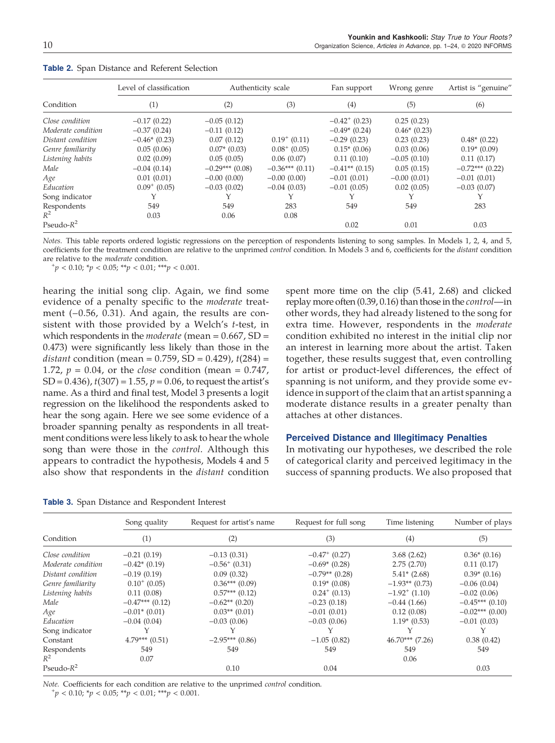**Table 2.** Span Distance and Referent Selection

| | Level of classification | Authenticity scale | | Fan support | Wrong genre | Artist is "genuine" |
|---|---|---|---|---|---|---|
| Condition | (1) | (2) | (3) | (4) | (5) | (6) |
| *Close condition* | −0.17 (0.22) | −0.05 (0.12) | | −0.42$^{+}$ (0.23) | 0.25 (0.23) | |
| *Moderate condition* | −0.37 (0.24) | −0.11 (0.12) | | −0.49* (0.24) | 0.46* (0.23) | |
| *Distant condition* | −0.46* (0.23) | 0.07 (0.12) | 0.19$^{+}$ (0.11) | −0.29 (0.23) | 0.23 (0.23) | 0.48* (0.22) |
| *Genre familiarity* | 0.05 (0.06) | 0.07* (0.03) | 0.08$^{+}$ (0.05) | 0.15* (0.06) | 0.03 (0.06) | 0.19* (0.09) |
| *Listening habits* | 0.02 (0.09) | 0.05 (0.05) | 0.06 (0.07) | 0.11 (0.10) | −0.05 (0.10) | 0.11 (0.17) |
| *Male* | −0.04 (0.14) | −0.29*** (0.08) | −0.36*** (0.11) | −0.41** (0.15) | 0.05 (0.15) | −0.72*** (0.22) |
| *Age* | 0.01 (0.01) | −0.00 (0.00) | −0.00 (0.00) | −0.01 (0.01) | −0.00 (0.01) | −0.01 (0.01) |
| *Education* | 0.09$^{+}$ (0.05) | −0.03 (0.02) | −0.04 (0.03) | −0.01 (0.05) | 0.02 (0.05) | −0.03 (0.07) |
| Song indicator | Y | Y | Y | Y | Y | Y |
| Respondents | 549 | 549 | 283 | 549 | 549 | 283 |
| $R^2$ | 0.03 | 0.06 | 0.08 | | | |
| Pseudo-$R^2$ | | | | 0.02 | 0.01 | 0.03 |

*Notes.* This table reports ordered logistic regressions on the perception of respondents listening to song samples. In Models 1, 2, 4, and 5, coefficients for the treatment condition are relative to the unprimed *control* condition. In Models 3 and 6, coefficients for the *distant* condition are relative to the *moderate* condition.

$^{+}p < 0.10$; $^{*}p < 0.05$; $^{**}p < 0.01$; $^{***}p < 0.001$.

hearing the initial song clip. Again, we find some evidence of a penalty specific to the *moderate* treatment (−0.56, 0.31). And again, the results are consistent with those provided by a Welch's *t*-test, in which respondents in the *moderate* (mean = 0.667, SD = 0.473) were significantly less likely than those in the *distant* condition (mean = 0.759, SD = 0.429), $t(284) = 1.72$, $p = 0.04$, or the *close* condition (mean = 0.747, SD = 0.436), $t(307) = 1.55$, $p = 0.06$, to request the artist's name. As a third and final test, Model 3 presents a logit regression on the likelihood the respondents asked to hear the song again. Here we see some evidence of a broader spanning penalty as respondents in all treatment conditions were less likely to ask to hear the whole song than were those in the *control*. Although this appears to contradict the hypothesis, Models 4 and 5 also show that respondents in the *distant* condition spent more time on the clip (5.41, 2.68) and clicked replay more often (0.39, 0.16) than those in the *control*—in other words, they had already listened to the song for extra time. However, respondents in the *moderate* condition exhibited no interest in the initial clip nor an interest in learning more about the artist. Taken together, these results suggest that, even controlling for artist or product-level differences, the effect of spanning is not uniform, and they provide some evidence in support of the claim that an artist spanning a moderate distance results in a greater penalty than attaches at other distances.

## Perceived Distance and Illegitimacy Penalties

In motivating our hypotheses, we described the role of categorical clarity and perceived legitimacy in the success of spanning products. We also proposed that

**Table 3.** Span Distance and Respondent Interest

| | Song quality | Request for artist's name | Request for full song | Time listening | Number of plays |
|---|---|---|---|---|---|
| Condition | (1) | (2) | (3) | (4) | (5) |
| *Close condition* | −0.21 (0.19) | −0.13 (0.31) | −0.47$^{+}$ (0.27) | 3.68 (2.62) | 0.36* (0.16) |
| *Moderate condition* | −0.42* (0.19) | −0.56$^{+}$ (0.31) | −0.69* (0.28) | 2.75 (2.70) | 0.11 (0.17) |
| *Distant condition* | −0.19 (0.19) | 0.09 (0.32) | −0.79** (0.28) | 5.41* (2.68) | 0.39* (0.16) |
| *Genre familiarity* | 0.10$^{+}$ (0.05) | 0.36*** (0.09) | 0.19* (0.08) | −1.93** (0.73) | −0.06 (0.04) |
| *Listening habits* | 0.11 (0.08) | 0.57*** (0.12) | 0.24$^{+}$ (0.13) | −1.92$^{+}$ (1.10) | −0.02 (0.06) |
| *Male* | −0.47*** (0.12) | −0.62** (0.20) | −0.23 (0.18) | −0.44 (1.66) | −0.45*** (0.10) |
| *Age* | −0.01* (0.01) | 0.03** (0.01) | −0.01 (0.01) | 0.12 (0.08) | −0.02*** (0.00) |
| *Education* | −0.04 (0.04) | −0.03 (0.06) | −0.03 (0.06) | 1.19* (0.53) | −0.01 (0.03) |
| Song indicator | Y | Y | Y | Y | Y |
| Constant | 4.79*** (0.51) | −2.95*** (0.86) | −1.05 (0.82) | 46.70*** (7.26) | 0.38 (0.42) |
| Respondents | 549 | 549 | 549 | 549 | 549 |
| $R^2$ | 0.07 | | | 0.06 | |
| Pseudo-$R^2$ | | 0.10 | 0.04 | | 0.03 |

*Note.* Coefficients for each condition are relative to the unprimed *control* condition.

$^{+}p < 0.10$; $^{*}p < 0.05$; $^{**}p < 0.01$; $^{***}p < 0.001$.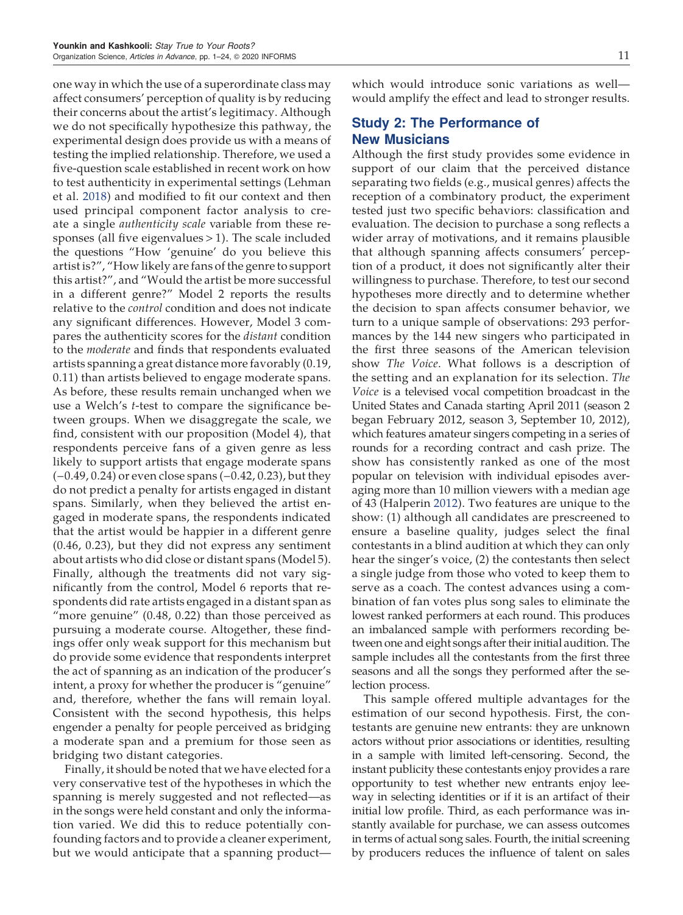one way in which the use of a superordinate class may affect consumers' perception of quality is by reducing their concerns about the artist's legitimacy. Although we do not specifically hypothesize this pathway, the experimental design does provide us with a means of testing the implied relationship. Therefore, we used a five-question scale established in recent work on how to test authenticity in experimental settings (Lehman et al. 2018) and modified to fit our context and then used principal component factor analysis to create a single *authenticity scale* variable from these responses (all five eigenvalues > 1). The scale included the questions "How 'genuine' do you believe this artist is?", "How likely are fans of the genre to support this artist?", and "Would the artist be more successful in a different genre?" Model 2 reports the results relative to the *control* condition and does not indicate any significant differences. However, Model 3 compares the authenticity scores for the *distant* condition to the *moderate* and finds that respondents evaluated artists spanning a great distance more favorably (0.19, 0.11) than artists believed to engage moderate spans. As before, these results remain unchanged when we use a Welch's *t*-test to compare the significance between groups. When we disaggregate the scale, we find, consistent with our proposition (Model 4), that respondents perceive fans of a given genre as less likely to support artists that engage moderate spans (−0.49, 0.24) or even close spans (−0.42, 0.23), but they do not predict a penalty for artists engaged in distant spans. Similarly, when they believed the artist engaged in moderate spans, the respondents indicated that the artist would be happier in a different genre (0.46, 0.23), but they did not express any sentiment about artists who did close or distant spans (Model 5). Finally, although the treatments did not vary significantly from the control, Model 6 reports that respondents did rate artists engaged in a distant span as "more genuine" (0.48, 0.22) than those perceived as pursuing a moderate course. Altogether, these findings offer only weak support for this mechanism but do provide some evidence that respondents interpret the act of spanning as an indication of the producer's intent, a proxy for whether the producer is "genuine" and, therefore, whether the fans will remain loyal. Consistent with the second hypothesis, this helps engender a penalty for people perceived as bridging a moderate span and a premium for those seen as bridging two distant categories.

Finally, it should be noted that we have elected for a very conservative test of the hypotheses in which the spanning is merely suggested and not reflected—as in the songs were held constant and only the information varied. We did this to reduce potentially confounding factors and to provide a cleaner experiment, but we would anticipate that a spanning product—which would introduce sonic variations as well—would amplify the effect and lead to stronger results.

## Study 2: The Performance of New Musicians

Although the first study provides some evidence in support of our claim that the perceived distance separating two fields (e.g., musical genres) affects the reception of a combinatory product, the experiment tested just two specific behaviors: classification and evaluation. The decision to purchase a song reflects a wider array of motivations, and it remains plausible that although spanning affects consumers' perception of a product, it does not significantly alter their willingness to purchase. Therefore, to test our second hypotheses more directly and to determine whether the decision to span affects consumer behavior, we turn to a unique sample of observations: 293 performances by the 144 new singers who participated in the first three seasons of the American television show *The Voice*. What follows is a description of the setting and an explanation for its selection. *The Voice* is a televised vocal competition broadcast in the United States and Canada starting April 2011 (season 2 began February 2012, season 3, September 10, 2012), which features amateur singers competing in a series of rounds for a recording contract and cash prize. The show has consistently ranked as one of the most popular on television with individual episodes averaging more than 10 million viewers with a median age of 43 (Halperin 2012). Two features are unique to the show: (1) although all candidates are prescreened to ensure a baseline quality, judges select the final contestants in a blind audition at which they can only hear the singer's voice, (2) the contestants then select a single judge from those who voted to keep them to serve as a coach. The contest advances using a combination of fan votes plus song sales to eliminate the lowest ranked performers at each round. This produces an imbalanced sample with performers recording between one and eight songs after their initial audition. The sample includes all the contestants from the first three seasons and all the songs they performed after the selection process.

This sample offered multiple advantages for the estimation of our second hypothesis. First, the contestants are genuine new entrants: they are unknown actors without prior associations or identities, resulting in a sample with limited left-censoring. Second, the instant publicity these contestants enjoy provides a rare opportunity to test whether new entrants enjoy leeway in selecting identities or if it is an artifact of their initial low profile. Third, as each performance was instantly available for purchase, we can assess outcomes in terms of actual song sales. Fourth, the initial screening by producers reduces the influence of talent on sales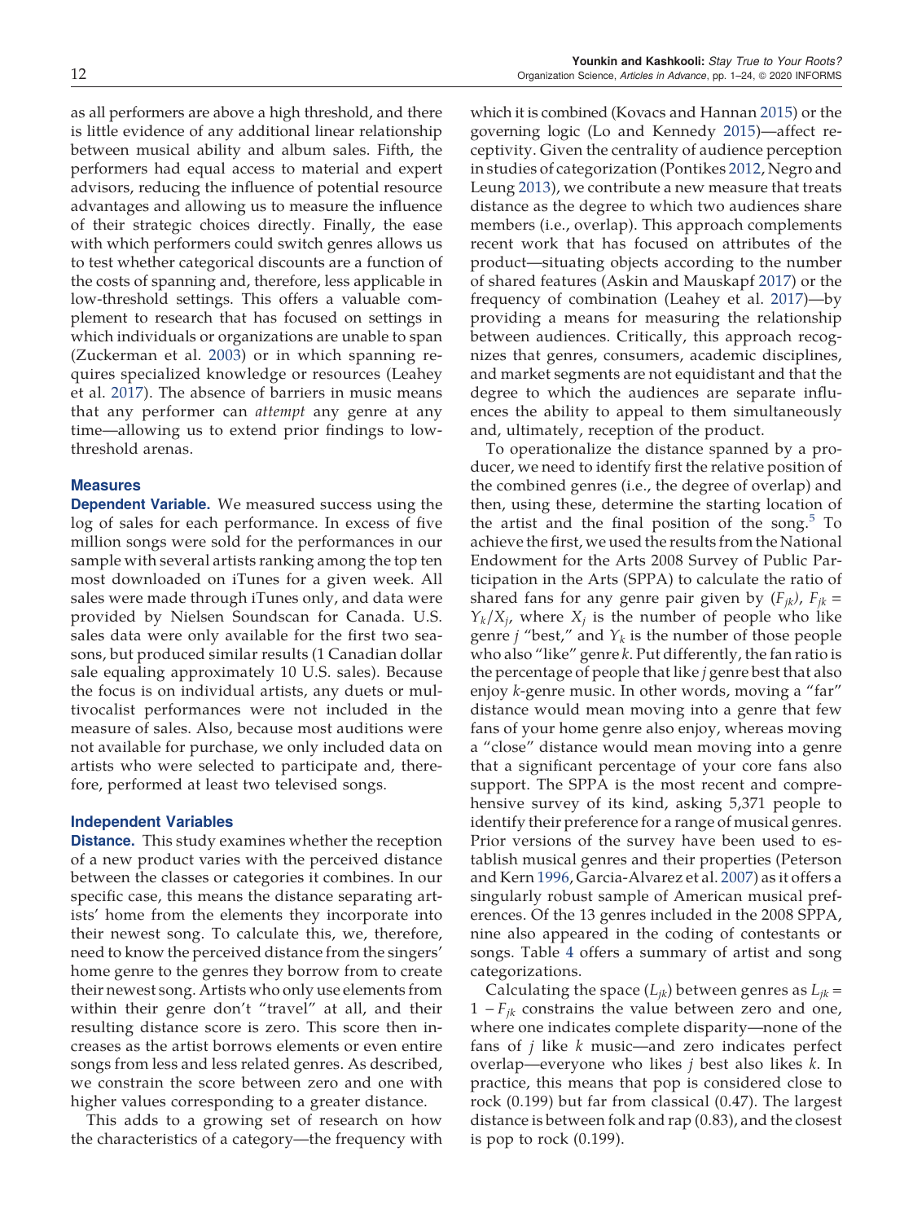as all performers are above a high threshold, and there is little evidence of any additional linear relationship between musical ability and album sales. Fifth, the performers had equal access to material and expert advisors, reducing the influence of potential resource advantages and allowing us to measure the influence of their strategic choices directly. Finally, the ease with which performers could switch genres allows us to test whether categorical discounts are a function of the costs of spanning and, therefore, less applicable in low-threshold settings. This offers a valuable complement to research that has focused on settings in which individuals or organizations are unable to span (Zuckerman et al. 2003) or in which spanning requires specialized knowledge or resources (Leahey et al. 2017). The absence of barriers in music means that any performer can *attempt* any genre at any time—allowing us to extend prior findings to low-threshold arenas.

### Measures

**Dependent Variable.** We measured success using the log of sales for each performance. In excess of five million songs were sold for the performances in our sample with several artists ranking among the top ten most downloaded on iTunes for a given week. All sales were made through iTunes only, and data were provided by Nielsen Soundscan for Canada. U.S. sales data were only available for the first two seasons, but produced similar results (1 Canadian dollar sale equaling approximately 10 U.S. sales). Because the focus is on individual artists, any duets or multivocalist performances were not included in the measure of sales. Also, because most auditions were not available for purchase, we only included data on artists who were selected to participate and, therefore, performed at least two televised songs.

### Independent Variables

**Distance.** This study examines whether the reception of a new product varies with the perceived distance between the classes or categories it combines. In our specific case, this means the distance separating artists' home from the elements they incorporate into their newest song. To calculate this, we, therefore, need to know the perceived distance from the singers' home genre to the genres they borrow from to create their newest song. Artists who only use elements from within their genre don't "travel" at all, and their resulting distance score is zero. This score then increases as the artist borrows elements or even entire songs from less and less related genres. As described, we constrain the score between zero and one with higher values corresponding to a greater distance.

This adds to a growing set of research on how the characteristics of a category—the frequency with which it is combined (Kovacs and Hannan 2015) or the governing logic (Lo and Kennedy 2015)—affect receptivity. Given the centrality of audience perception in studies of categorization (Pontikes 2012, Negro and Leung 2013), we contribute a new measure that treats distance as the degree to which two audiences share members (i.e., overlap). This approach complements recent work that has focused on attributes of the product—situating objects according to the number of shared features (Askin and Mauskapf 2017) or the frequency of combination (Leahey et al. 2017)—by providing a means for measuring the relationship between audiences. Critically, this approach recognizes that genres, consumers, academic disciplines, and market segments are not equidistant and that the degree to which the audiences are separate influences the ability to appeal to them simultaneously and, ultimately, reception of the product.

To operationalize the distance spanned by a producer, we need to identify first the relative position of the combined genres (i.e., the degree of overlap) and then, using these, determine the starting location of the artist and the final position of the song.[5] To achieve the first, we used the results from the National Endowment for the Arts 2008 Survey of Public Participation in the Arts (SPPA) to calculate the ratio of shared fans for any genre pair given by ($F_{jk}$), $F_{jk} = Y_k/X_j$, where $X_j$ is the number of people who like genre $j$ "best," and $Y_k$ is the number of those people who also "like" genre $k$. Put differently, the fan ratio is the percentage of people that like $j$ genre best that also enjoy $k$-genre music. In other words, moving a "far" distance would mean moving into a genre that few fans of your home genre also enjoy, whereas moving a "close" distance would mean moving into a genre that a significant percentage of your core fans also support. The SPPA is the most recent and comprehensive survey of its kind, asking 5,371 people to identify their preference for a range of musical genres. Prior versions of the survey have been used to establish musical genres and their properties (Peterson and Kern 1996, Garcia-Alvarez et al. 2007) as it offers a singularly robust sample of American musical preferences. Of the 13 genres included in the 2008 SPPA, nine also appeared in the coding of contestants or songs. Table 4 offers a summary of artist and song categorizations.

Calculating the space ($L_{jk}$) between genres as $L_{jk} = 1 - F_{jk}$ constrains the value between zero and one, where one indicates complete disparity—none of the fans of $j$ like $k$ music—and zero indicates perfect overlap—everyone who likes $j$ best also likes $k$. In practice, this means that pop is considered close to rock (0.199) but far from classical (0.47). The largest distance is between folk and rap (0.83), and the closest is pop to rock (0.199).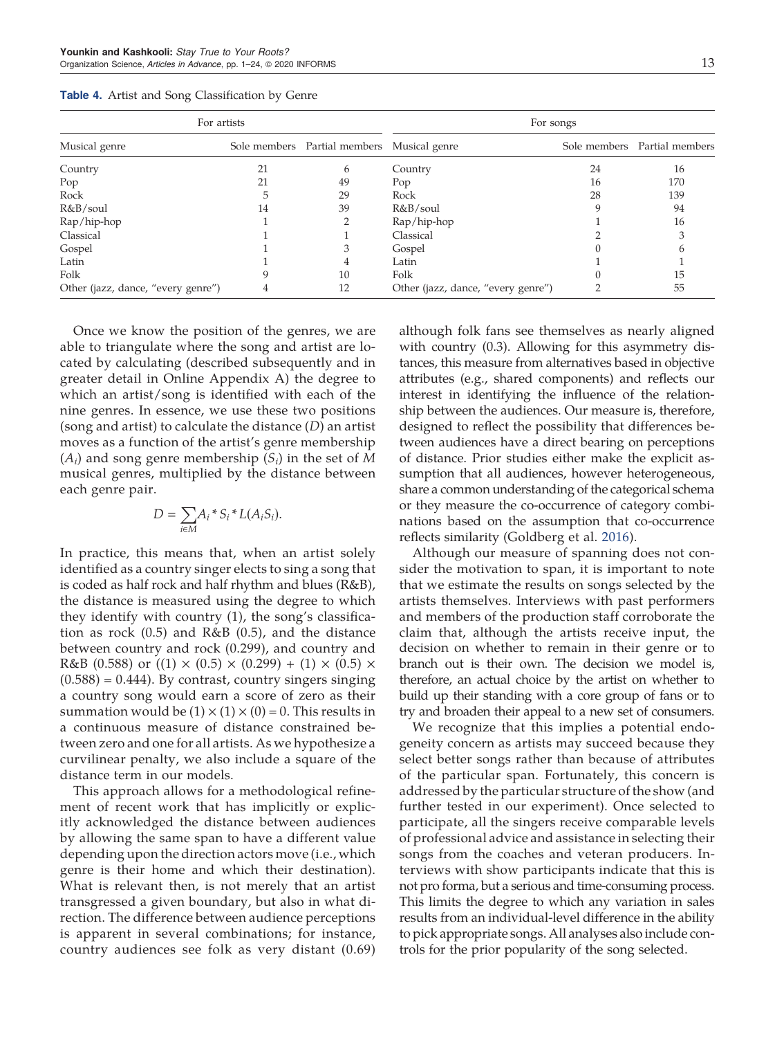**Table 4.** Artist and Song Classification by Genre

| For artists | | | For songs | | |
|---|---|---|---|---|---|
| Musical genre | Sole members | Partial members | Musical genre | Sole members | Partial members |
| Country | 21 | 6 | Country | 24 | 16 |
| Pop | 21 | 49 | Pop | 16 | 170 |
| Rock | 5 | 29 | Rock | 28 | 139 |
| R&B/soul | 14 | 39 | R&B/soul | 9 | 94 |
| Rap/hip-hop | 1 | 2 | Rap/hip-hop | 1 | 16 |
| Classical | 1 | 1 | Classical | 2 | 3 |
| Gospel | 1 | 3 | Gospel | 0 | 6 |
| Latin | 1 | 4 | Latin | 1 | 1 |
| Folk | 9 | 10 | Folk | 0 | 15 |
| Other (jazz, dance, "every genre") | 4 | 12 | Other (jazz, dance, "every genre") | 2 | 55 |

Once we know the position of the genres, we are able to triangulate where the song and artist are located by calculating (described subsequently and in greater detail in Online Appendix A) the degree to which an artist/song is identified with each of the nine genres. In essence, we use these two positions (song and artist) to calculate the distance ($D$) an artist moves as a function of the artist's genre membership ($A_i$) and song genre membership ($S_i$) in the set of $M$ musical genres, multiplied by the distance between each genre pair.

$$D = \sum_{i \in M} A_i * S_i * L(A_i S_i).$$

In practice, this means that, when an artist solely identified as a country singer elects to sing a song that is coded as half rock and half rhythm and blues (R&B), the distance is measured using the degree to which they identify with country (1), the song's classification as rock (0.5) and R&B (0.5), and the distance between country and rock (0.299), and country and R&B (0.588) or $((1) \times (0.5) \times (0.299) + (1) \times (0.5) \times (0.588) = 0.444)$. By contrast, country singers singing a country song would earn a score of zero as their summation would be $(1) \times (1) \times (0) = 0$. This results in a continuous measure of distance constrained between zero and one for all artists. As we hypothesize a curvilinear penalty, we also include a square of the distance term in our models.

This approach allows for a methodological refinement of recent work that has implicitly or explicitly acknowledged the distance between audiences by allowing the same span to have a different value depending upon the direction actors move (i.e., which genre is their home and which their destination). What is relevant then, is not merely that an artist transgressed a given boundary, but also in what direction. The difference between audience perceptions is apparent in several combinations; for instance, country audiences see folk as very distant (0.69) although folk fans see themselves as nearly aligned with country (0.3). Allowing for this asymmetry distances, this measure from alternatives based in objective attributes (e.g., shared components) and reflects our interest in identifying the influence of the relationship between the audiences. Our measure is, therefore, designed to reflect the possibility that differences between audiences have a direct bearing on perceptions of distance. Prior studies either make the explicit assumption that all audiences, however heterogeneous, share a common understanding of the categorical schema or they measure the co-occurrence of category combinations based on the assumption that co-occurrence reflects similarity (Goldberg et al. 2016).

Although our measure of spanning does not consider the motivation to span, it is important to note that we estimate the results on songs selected by the artists themselves. Interviews with past performers and members of the production staff corroborate the claim that, although the artists receive input, the decision on whether to remain in their genre or to branch out is their own. The decision we model is, therefore, an actual choice by the artist on whether to build up their standing with a core group of fans or to try and broaden their appeal to a new set of consumers.

We recognize that this implies a potential endogeneity concern as artists may succeed because they select better songs rather than because of attributes of the particular span. Fortunately, this concern is addressed by the particular structure of the show (and further tested in our experiment). Once selected to participate, all the singers receive comparable levels of professional advice and assistance in selecting their songs from the coaches and veteran producers. Interviews with show participants indicate that this is not pro forma, but a serious and time-consuming process. This limits the degree to which any variation in sales results from an individual-level difference in the ability to pick appropriate songs. All analyses also include controls for the prior popularity of the song selected.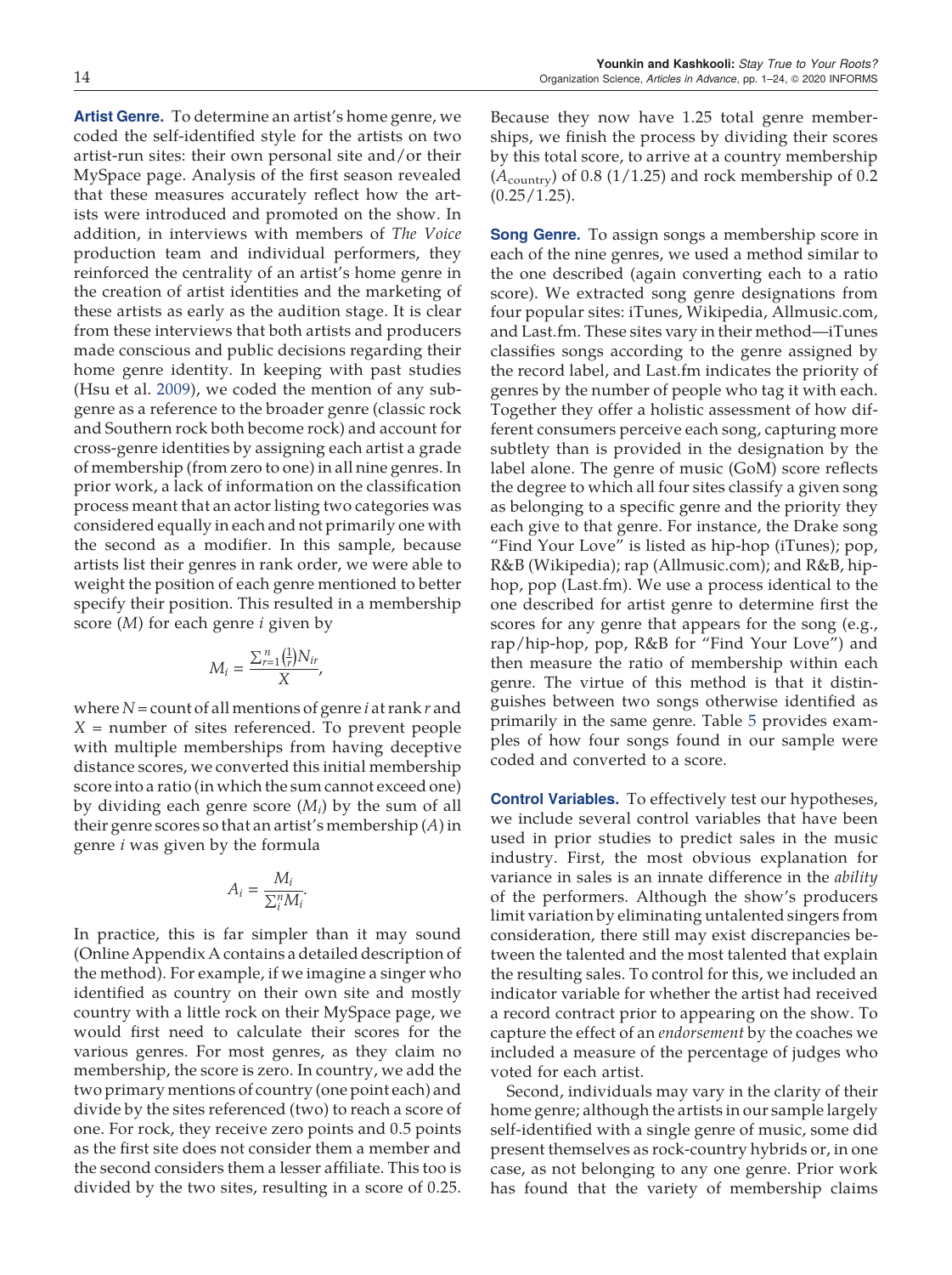**Artist Genre.** To determine an artist's home genre, we coded the self-identified style for the artists on two artist-run sites: their own personal site and/or their MySpace page. Analysis of the first season revealed that these measures accurately reflect how the artists were introduced and promoted on the show. In addition, in interviews with members of *The Voice* production team and individual performers, they reinforced the centrality of an artist's home genre in the creation of artist identities and the marketing of these artists as early as the audition stage. It is clear from these interviews that both artists and producers made conscious and public decisions regarding their home genre identity. In keeping with past studies (Hsu et al. 2009), we coded the mention of any subgenre as a reference to the broader genre (classic rock and Southern rock both become rock) and account for cross-genre identities by assigning each artist a grade of membership (from zero to one) in all nine genres. In prior work, a lack of information on the classification process meant that an actor listing two categories was considered equally in each and not primarily one with the second as a modifier. In this sample, because artists list their genres in rank order, we were able to weight the position of each genre mentioned to better specify their position. This resulted in a membership score ($M$) for each genre $i$ given by

$$M_i = \frac{\sum_{r=1}^{n}\left(\frac{1}{r}\right)N_{ir}}{X},$$

where $N$ = count of all mentions of genre $i$ at rank $r$ and $X$ = number of sites referenced. To prevent people with multiple memberships from having deceptive distance scores, we converted this initial membership score into a ratio (in which the sum cannot exceed one) by dividing each genre score ($M_i$) by the sum of all their genre scores so that an artist's membership ($A$) in genre $i$ was given by the formula

$$A_i = \frac{M_i}{\sum_i^n M_i}.$$

In practice, this is far simpler than it may sound (Online Appendix A contains a detailed description of the method). For example, if we imagine a singer who identified as country on their own site and mostly country with a little rock on their MySpace page, we would first need to calculate their scores for the various genres. For most genres, as they claim no membership, the score is zero. In country, we add the two primary mentions of country (one point each) and divide by the sites referenced (two) to reach a score of one. For rock, they receive zero points and 0.5 points as the first site does not consider them a member and the second considers them a lesser affiliate. This too is divided by the two sites, resulting in a score of 0.25. Because they now have 1.25 total genre memberships, we finish the process by dividing their scores by this total score, to arrive at a country membership ($A_{\text{country}}$) of 0.8 (1/1.25) and rock membership of 0.2 (0.25/1.25).

**Song Genre.** To assign songs a membership score in each of the nine genres, we used a method similar to the one described (again converting each to a ratio score). We extracted song genre designations from four popular sites: iTunes, Wikipedia, Allmusic.com, and Last.fm. These sites vary in their method—iTunes classifies songs according to the genre assigned by the record label, and Last.fm indicates the priority of genres by the number of people who tag it with each. Together they offer a holistic assessment of how different consumers perceive each song, capturing more subtlety than is provided in the designation by the label alone. The genre of music (GoM) score reflects the degree to which all four sites classify a given song as belonging to a specific genre and the priority they each give to that genre. For instance, the Drake song "Find Your Love" is listed as hip-hop (iTunes); pop, R&B (Wikipedia); rap (Allmusic.com); and R&B, hip-hop, pop (Last.fm). We use a process identical to the one described for artist genre to determine first the scores for any genre that appears for the song (e.g., rap/hip-hop, pop, R&B for "Find Your Love") and then measure the ratio of membership within each genre. The virtue of this method is that it distinguishes between two songs otherwise identified as primarily in the same genre. Table 5 provides examples of how four songs found in our sample were coded and converted to a score.

**Control Variables.** To effectively test our hypotheses, we include several control variables that have been used in prior studies to predict sales in the music industry. First, the most obvious explanation for variance in sales is an innate difference in the *ability* of the performers. Although the show's producers limit variation by eliminating untalented singers from consideration, there still may exist discrepancies between the talented and the most talented that explain the resulting sales. To control for this, we included an indicator variable for whether the artist had received a record contract prior to appearing on the show. To capture the effect of an *endorsement* by the coaches we included a measure of the percentage of judges who voted for each artist.

Second, individuals may vary in the clarity of their home genre; although the artists in our sample largely self-identified with a single genre of music, some did present themselves as rock-country hybrids or, in one case, as not belonging to any one genre. Prior work has found that the variety of membership claims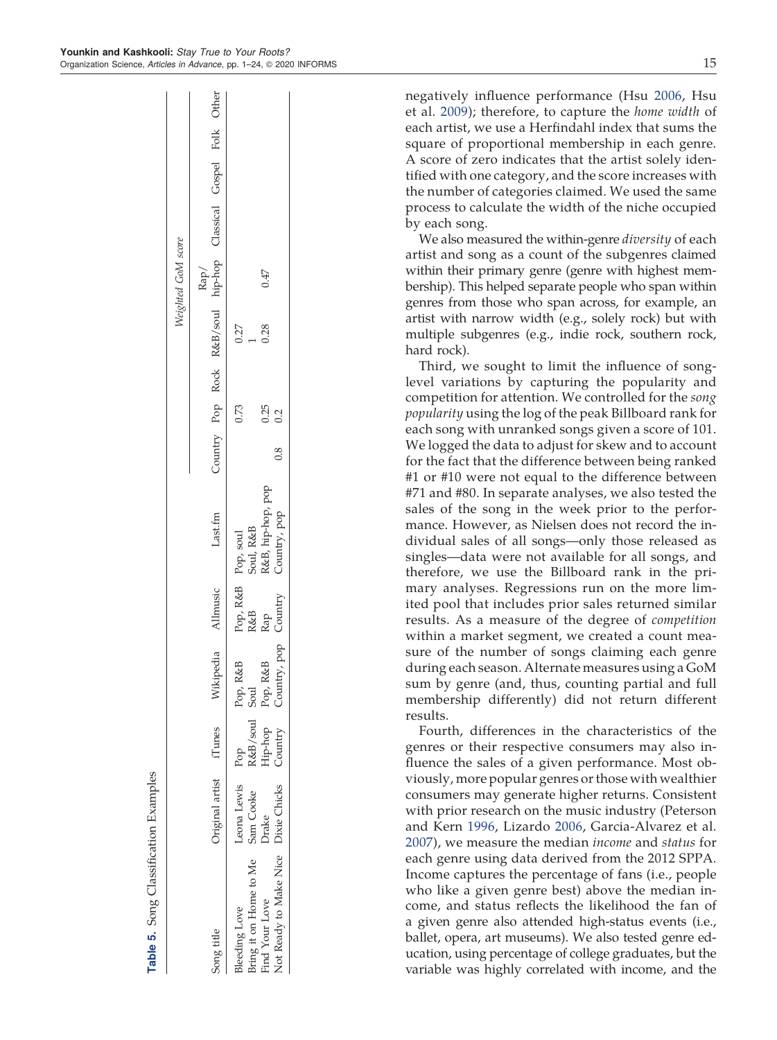**Table 5.** Song Classification Examples

| Song title | Original artist | iTunes | Wikipedia | Allmusic | Last.fm | Weighted GoM score | | | | | | | | |
|---|---|---|---|---|---|---|---|---|---|---|---|---|---|---|
| | | | | | | Country | Pop | Rock | R&B/soul | Rap/ hip-hop | Classical | Gospel | Folk | Other |
| Bleeding Love | Leona Lewis | Pop | Pop, R&B | Pop, R&B | Pop, soul | | 0.73 | | 0.27 | | | | | |
| Bring it on Home to Me | Sam Cooke | R&B/soul | Soul | R&B | Soul, R&B | | | | 1 | | | | | |
| Find Your Love | Drake | Hip-hop | Pop, R&B | Rap | R&B, hip-hop, pop | | 0.25 | | 0.28 | 0.47 | | | | |
| Not Ready to Make Nice | Dixie Chicks | Country | Country, pop | Country | Country, pop | 0.8 | 0.2 | | | | | | | |

negatively influence performance (Hsu 2006, Hsu et al. 2009); therefore, to capture the *home width* of each artist, we use a Herfindahl index that sums the square of proportional membership in each genre. A score of zero indicates that the artist solely identified with one category, and the score increases with the number of categories claimed. We used the same process to calculate the width of the niche occupied by each song.

We also measured the within-genre *diversity* of each artist and song as a count of the subgenres claimed within their primary genre (genre with highest membership). This helped separate people who span within genres from those who span across, for example, an artist with narrow width (e.g., solely rock) but with multiple subgenres (e.g., indie rock, southern rock, hard rock).

Third, we sought to limit the influence of song-level variations by capturing the popularity and competition for attention. We controlled for the *song popularity* using the log of the peak Billboard rank for each song with unranked songs given a score of 101. We logged the data to adjust for skew and to account for the fact that the difference between being ranked #1 or #10 were not equal to the difference between #71 and #80. In separate analyses, we also tested the sales of the song in the week prior to the performance. However, as Nielsen does not record the individual sales of all songs—only those released as singles—data were not available for all songs, and therefore, we use the Billboard rank in the primary analyses. Regressions run on the more limited pool that includes prior sales returned similar results. As a measure of the degree of *competition* within a market segment, we created a count measure of the number of songs claiming each genre during each season. Alternate measures using a GoM sum by genre (and, thus, counting partial and full membership differently) did not return different results.

Fourth, differences in the characteristics of the genres or their respective consumers may also influence the sales of a given performance. Most obviously, more popular genres or those with wealthier consumers may generate higher returns. Consistent with prior research on the music industry (Peterson and Kern 1996, Lizardo 2006, Garcia-Alvarez et al. 2007), we measure the median *income* and *status* for each genre using data derived from the 2012 SPPA. Income captures the percentage of fans (i.e., people who like a given genre best) above the median income, and status reflects the likelihood the fan of a given genre also attended high-status events (i.e., ballet, opera, art museums). We also tested genre education, using percentage of college graduates, but the variable was highly correlated with income, and the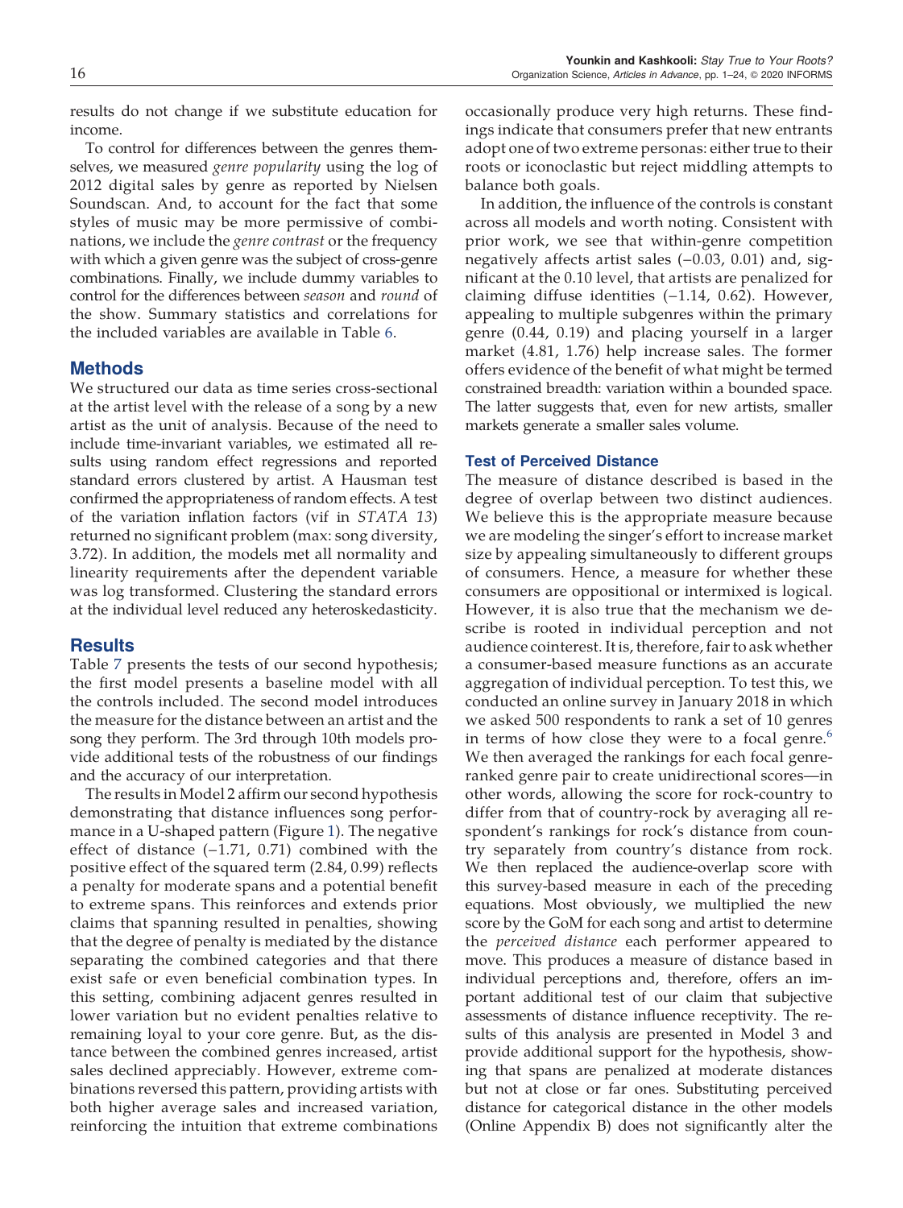results do not change if we substitute education for income.

To control for differences between the genres themselves, we measured *genre popularity* using the log of 2012 digital sales by genre as reported by Nielsen Soundscan. And, to account for the fact that some styles of music may be more permissive of combinations, we include the *genre contrast* or the frequency with which a given genre was the subject of cross-genre combinations. Finally, we include dummy variables to control for the differences between *season* and *round* of the show. Summary statistics and correlations for the included variables are available in Table 6.

## Methods

We structured our data as time series cross-sectional at the artist level with the release of a song by a new artist as the unit of analysis. Because of the need to include time-invariant variables, we estimated all results using random effect regressions and reported standard errors clustered by artist. A Hausman test confirmed the appropriateness of random effects. A test of the variation inflation factors (vif in *STATA 13*) returned no significant problem (max: song diversity, 3.72). In addition, the models met all normality and linearity requirements after the dependent variable was log transformed. Clustering the standard errors at the individual level reduced any heteroskedasticity.

## Results

Table 7 presents the tests of our second hypothesis; the first model presents a baseline model with all the controls included. The second model introduces the measure for the distance between an artist and the song they perform. The 3rd through 10th models provide additional tests of the robustness of our findings and the accuracy of our interpretation.

The results in Model 2 affirm our second hypothesis demonstrating that distance influences song performance in a U-shaped pattern (Figure 1). The negative effect of distance (−1.71, 0.71) combined with the positive effect of the squared term (2.84, 0.99) reflects a penalty for moderate spans and a potential benefit to extreme spans. This reinforces and extends prior claims that spanning resulted in penalties, showing that the degree of penalty is mediated by the distance separating the combined categories and that there exist safe or even beneficial combination types. In this setting, combining adjacent genres resulted in lower variation but no evident penalties relative to remaining loyal to your core genre. But, as the distance between the combined genres increased, artist sales declined appreciably. However, extreme combinations reversed this pattern, providing artists with both higher average sales and increased variation, reinforcing the intuition that extreme combinations occasionally produce very high returns. These findings indicate that consumers prefer that new entrants adopt one of two extreme personas: either true to their roots or iconoclastic but reject middling attempts to balance both goals.

In addition, the influence of the controls is constant across all models and worth noting. Consistent with prior work, we see that within-genre competition negatively affects artist sales (−0.03, 0.01) and, significant at the 0.10 level, that artists are penalized for claiming diffuse identities (−1.14, 0.62). However, appealing to multiple subgenres within the primary genre (0.44, 0.19) and placing yourself in a larger market (4.81, 1.76) help increase sales. The former offers evidence of the benefit of what might be termed constrained breadth: variation within a bounded space. The latter suggests that, even for new artists, smaller markets generate a smaller sales volume.

### Test of Perceived Distance

The measure of distance described is based in the degree of overlap between two distinct audiences. We believe this is the appropriate measure because we are modeling the singer's effort to increase market size by appealing simultaneously to different groups of consumers. Hence, a measure for whether these consumers are oppositional or intermixed is logical. However, it is also true that the mechanism we describe is rooted in individual perception and not audience cointerest. It is, therefore, fair to ask whether a consumer-based measure functions as an accurate aggregation of individual perception. To test this, we conducted an online survey in January 2018 in which we asked 500 respondents to rank a set of 10 genres in terms of how close they were to a focal genre.[6] We then averaged the rankings for each focal genre-ranked genre pair to create unidirectional scores—in other words, allowing the score for rock-country to differ from that of country-rock by averaging all respondent's rankings for rock's distance from country separately from country's distance from rock. We then replaced the audience-overlap score with this survey-based measure in each of the preceding equations. Most obviously, we multiplied the new score by the GoM for each song and artist to determine the *perceived distance* each performer appeared to move. This produces a measure of distance based in individual perceptions and, therefore, offers an important additional test of our claim that subjective assessments of distance influence receptivity. The results of this analysis are presented in Model 3 and provide additional support for the hypothesis, showing that spans are penalized at moderate distances but not at close or far ones. Substituting perceived distance for categorical distance in the other models (Online Appendix B) does not significantly alter the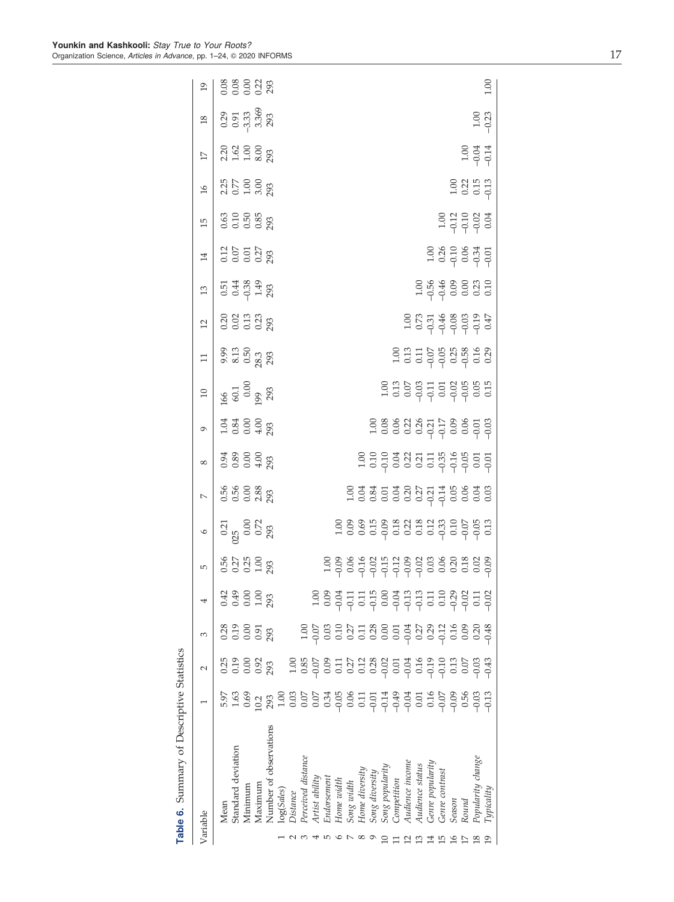**Table 6.** Summary of Descriptive Statistics

| Variable | 1 | 2 | 3 | 4 | 5 | 6 | 7 | 8 | 9 | 10 | 11 | 12 | 13 | 14 | 15 | 16 | 17 | 18 | 19 |
|---|---|---|---|---|---|---|---|---|---|---|---|---|---|---|---|---|---|---|---|
| Mean | 5.97 | 0.25 | 0.28 | 0.42 | 0.56 | 0.21 | 0.56 | 0.94 | 1.04 | 166 | 9.99 | 0.20 | 0.51 | 0.12 | 0.63 | 2.25 | 2.20 | 0.29 | 0.08 |
| Standard deviation | 1.63 | 0.19 | 0.19 | 0.49 | 0.27 | 025 | 0.56 | 0.89 | 0.84 | 60.1 | 8.13 | 0.02 | 0.44 | 0.07 | 0.10 | 0.77 | 1.62 | 0.91 | 0.08 |
| Minimum | 0.69 | 0.00 | 0.00 | 0.00 | 0.25 | 0.00 | 0.00 | 0.00 | 0.00 | 0.00 | 0.50 | 0.13 | −0.38 | 0.01 | 0.50 | 1.00 | 1.00 | −3.33 | 0.00 |
| Maximum | 10.2 | 0.92 | 0.91 | 1.00 | 1.00 | 0.72 | 2.88 | 4.00 | 4.00 | 199 | 28.3 | 0.23 | 1.49 | 0.27 | 0.85 | 3.00 | 8.00 | 3.369 | 0.22 |
| Number of observations | 293 | 293 | 293 | 293 | 293 | 293 | 293 | 293 | 293 | 293 | 293 | 293 | 293 | 293 | 293 | 293 | 293 | 293 | 293 |
| 1 log(*Sales*) | 1.00 | | | | | | | | | | | | | | | | | | |
| 2 *Distance* | 0.03 | 1.00 | | | | | | | | | | | | | | | | | |
| 3 *Perceived distance* | 0.07 | 0.85 | 1.00 | | | | | | | | | | | | | | | | |
| 4 *Artist ability* | 0.07 | −0.07 | −0.07 | 1.00 | | | | | | | | | | | | | | | |
| 5 *Endorsement* | 0.34 | 0.09 | 0.03 | 0.09 | 1.00 | | | | | | | | | | | | | | |
| 6 *Home width* | −0.05 | 0.11 | 0.10 | −0.04 | −0.09 | 1.00 | | | | | | | | | | | | | |
| 7 *Song width* | 0.06 | 0.27 | 0.27 | −0.11 | 0.06 | 0.09 | 1.00 | | | | | | | | | | | | |
| 8 *Home diversity* | 0.11 | 0.12 | 0.11 | 0.11 | −0.16 | 0.69 | 0.04 | 1.00 | | | | | | | | | | | |
| 9 *Song diversity* | −0.01 | 0.28 | 0.28 | −0.15 | −0.02 | 0.15 | 0.84 | 0.10 | 1.00 | | | | | | | | | | |
| 10 *Song popularity* | −0.14 | −0.02 | 0.00 | 0.00 | −0.15 | −0.09 | 0.01 | −0.10 | 0.08 | 1.00 | | | | | | | | | |
| 11 *Competition* | −0.49 | 0.01 | 0.01 | −0.04 | −0.12 | 0.18 | 0.04 | 0.04 | 0.06 | 0.13 | 1.00 | | | | | | | | |
| 12 *Audience income* | −0.04 | −0.04 | −0.04 | −0.13 | −0.09 | 0.22 | 0.20 | 0.22 | 0.22 | 0.07 | 0.13 | 1.00 | | | | | | | |
| 13 *Audience status* | 0.01 | 0.16 | 0.27 | −0.13 | −0.02 | 0.18 | 0.27 | 0.21 | 0.26 | −0.03 | 0.11 | 0.73 | 1.00 | | | | | | |
| 14 *Genre popularity* | 0.16 | −0.19 | 0.29 | 0.11 | 0.03 | 0.12 | −0.21 | 0.11 | −0.21 | −0.11 | −0.07 | −0.31 | −0.56 | 1.00 | | | | | |
| 15 *Genre contrast* | −0.07 | −0.10 | −0.12 | 0.10 | 0.06 | −0.33 | −0.14 | −0.35 | −0.17 | 0.01 | −0.05 | −0.46 | −0.46 | 0.26 | 1.00 | | | | |
| 16 *Season* | −0.09 | 0.13 | 0.16 | −0.29 | 0.20 | 0.10 | 0.05 | −0.16 | 0.09 | −0.02 | 0.25 | −0.08 | 0.09 | −0.10 | −0.12 | 1.00 | | | |
| 17 *Round* | 0.56 | 0.07 | 0.09 | −0.02 | 0.18 | −0.07 | 0.06 | −0.05 | 0.06 | −0.05 | −0.58 | −0.03 | 0.00 | 0.06 | −0.10 | 0.22 | 1.00 | | |
| 18 *Popularity change* | −0.03 | −0.03 | 0.20 | 0.11 | 0.02 | −0.05 | 0.04 | 0.01 | −0.01 | 0.05 | 0.16 | −0.19 | 0.23 | −0.34 | −0.02 | 0.15 | −0.04 | 1.00 | |
| 19 *Typicality* | −0.13 | −0.43 | −0.48 | −0.02 | −0.09 | 0.13 | 0.03 | −0.01 | −0.03 | 0.15 | 0.29 | 0.47 | 0.10 | −0.01 | 0.04 | −0.13 | −0.14 | −0.23 | 1.00 |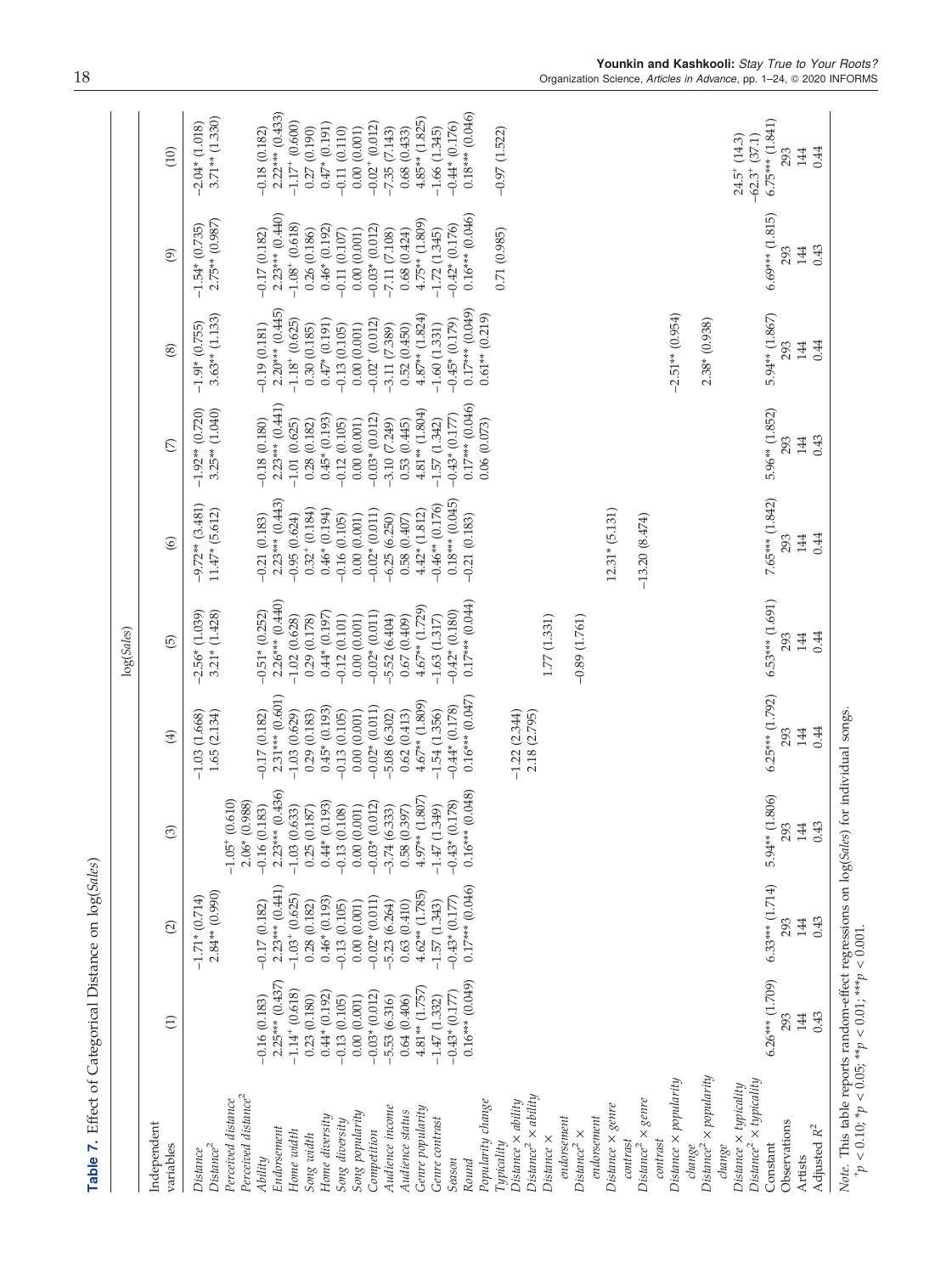**Table 7.** Effect of Categorical Distance on log(*Sales*)

| Independent variables | log(*Sales*) | | | | | | | | | |
|---|---|---|---|---|---|---|---|---|---|---|
| | (1) | (2) | (3) | (4) | (5) | (6) | (7) | (8) | (9) | (10) |
| *Distance* | | −1.71* (0.714) | | −1.03 (1.668) | −2.56* (1.039) | −9.72** (3.481) | −1.92** (0.720) | −1.91* (0.755) | −1.54* (0.735) | −2.04* (1.018) |
| *Distance*$^2$ | | 2.84** (0.990) | | 1.65 (2.134) | 3.21* (1.428) | 11.47* (5.612) | 3.25** (1.040) | 3.63** (1.133) | 2.75** (0.987) | 3.71** (1.330) |
| *Perceived distance* | | | −1.05$^{+}$ (0.610) | | | | | | | |
| *Perceived distance*$^2$ | | | 2.06* (0.988) | | | | | | | |
| *Ability* | −0.16 (0.183) | −0.17 (0.182) | −0.16 (0.183) | −0.17 (0.182) | −0.51* (0.252) | −0.21 (0.183) | −0.18 (0.180) | −0.19 (0.181) | −0.17 (0.182) | −0.18 (0.182) |
| *Endorsement* | 2.25*** (0.437) | 2.23*** (0.441) | 2.23*** (0.436) | 2.31*** (0.601) | 2.26*** (0.440) | 2.23*** (0.443) | 2.23*** (0.441) | 2.20*** (0.445) | 2.23*** (0.440) | 2.22*** (0.433) |
| *Home width* | −1.14$^{+}$ (0.618) | −1.03$^{+}$ (0.625) | −1.03 (0.633) | −1.03 (0.629) | −1.02 (0.628) | −0.95 (0.624) | −1.01 (0.625) | −1.18$^{+}$ (0.625) | −1.08$^{+}$ (0.618) | −1.17$^{+}$ (0.600) |
| *Song width* | 0.23 (0.180) | 0.28 (0.182) | 0.25 (0.187) | 0.29 (0.183) | 0.29 (0.178) | 0.32$^{+}$ (0.184) | 0.28 (0.182) | 0.30 (0.185) | 0.26 (0.186) | 0.27 (0.190) |
| *Home diversity* | 0.44* (0.192) | 0.46* (0.193) | 0.44* (0.193) | 0.45* (0.193) | 0.44* (0.197) | 0.46* (0.194) | 0.45* (0.193) | 0.47* (0.191) | 0.46* (0.192) | 0.47* (0.191) |
| *Song diversity* | −0.13 (0.105) | −0.13 (0.105) | −0.13 (0.108) | −0.13 (0.105) | −0.12 (0.101) | −0.16 (0.105) | −0.12 (0.105) | −0.13 (0.105) | −0.11 (0.107) | −0.11 (0.110) |
| *Song popularity* | 0.00 (0.001) | 0.00 (0.001) | 0.00 (0.001) | 0.00 (0.001) | 0.00 (0.001) | 0.00 (0.001) | 0.00 (0.001) | 0.00 (0.001) | 0.00 (0.001) | 0.00 (0.001) |
| *Competition* | −0.03* (0.012) | −0.02* (0.011) | −0.03* (0.012) | −0.02* (0.011) | −0.02* (0.011) | −0.02* (0.011) | −0.03* (0.012) | −0.02$^{+}$ (0.012) | −0.03* (0.012) | −0.02$^{+}$ (0.012) |
| *Audience income* | −5.53 (6.316) | −5.23 (6.264) | −3.74 (6.333) | −5.08 (6.302) | −5.52 (6.404) | −6.25 (6.250) | −3.10 (7.249) | −3.11 (7.389) | −7.11 (7.108) | −7.35 (7.143) |
| *Audience status* | 0.64 (0.406) | 0.63 (0.410) | 0.58 (0.397) | 0.62 (0.413) | 0.67 (0.409) | 0.58 (0.407) | 0.53 (0.445) | 0.52 (0.450) | 0.68 (0.424) | 0.68 (0.433) |
| *Genre popularity* | 4.81** (1.757) | 4.62** (1.785) | 4.97** (1.807) | 4.67** (1.809) | 4.67** (1.729) | 4.42* (1.812) | 4.81** (1.804) | 4.87** (1.824) | 4.75** (1.809) | 4.85** (1.825) |
| *Genre contrast* | −1.47 (1.332) | −1.57 (1.343) | −1.47 (1.349) | −1.54 (1.356) | −1.63 (1.317) | | −1.57 (1.342) | −1.60 (1.331) | −1.72 (1.345) | −1.66 (1.345) |
| *Season* | −0.43* (0.177) | −0.43* (0.177) | −0.43* (0.178) | −0.44* (0.178) | −0.42* (0.180) | −0.46** (0.176) | −0.43* (0.177) | −0.45* (0.179) | −0.42* (0.176) | −0.44* (0.176) |
| *Round* | 0.16*** (0.049) | 0.17*** (0.046) | 0.16*** (0.048) | 0.16*** (0.047) | 0.17*** (0.044) | 0.18*** (0.045) | 0.17*** (0.046) | 0.17*** (0.049) | 0.16*** (0.046) | 0.18*** (0.046) |
| *Popularity change* | | | | | | −0.21 (0.183) | 0.06 (0.073) | 0.61** (0.219) | | |
| *Typicality* | | | | | | | | | 0.71 (0.985) | −0.97 (1.522) |
| *Distance* × *ability* | | | | −1.22 (2.344) | | | | | | |
| *Distance*$^2$ × *ability* | | | | 2.18 (2.795) | | | | | | |
| *Distance* × *endorsement* | | | | | 1.77 (1.331) | | | | | |
| *Distance*$^2$ × *endorsement* | | | | | −0.89 (1.761) | | | | | |
| *Distance* × *genre contrast* | | | | | | 12.31* (5.131) | | | | |
| *Distance*$^2$ × *genre contrast* | | | | | | −13.20 (8.474) | | | | |
| *Distance* × *popularity change* | | | | | | | | −2.51** (0.954) | | |
| *Distance*$^2$ × *popularity change* | | | | | | | | 2.38* (0.938) | | |
| *Distance* × *typicality* | | | | | | | | | | 24.5$^{+}$ (14.3) |
| *Distance*$^2$ × *typicality* | | | | | | | | | | −62.3$^{+}$ (37.1) |
| Constant | 6.26*** (1.709) | 6.33*** (1.714) | 5.94** (1.806) | 6.25*** (1.792) | 6.53*** (1.691) | 7.65*** (1.842) | 5.96** (1.852) | 5.94** (1.867) | 6.69*** (1.815) | 6.75*** (1.841) |
| Observations | 293 | 293 | 293 | 293 | 293 | 293 | 293 | 293 | 293 | 293 |
| Artists | 144 | 144 | 144 | 144 | 144 | 144 | 144 | 144 | 144 | 144 |
| Adjusted $R^2$ | 0.43 | 0.43 | 0.43 | 0.44 | 0.44 | 0.44 | 0.43 | 0.44 | 0.43 | 0.44 |

*Note.* This table reports random-effect regressions on log(*Sales*) for individual songs.
$^{+}p < 0.10$; $^{*}p < 0.05$; $^{**}p < 0.01$; $^{***}p < 0.001$.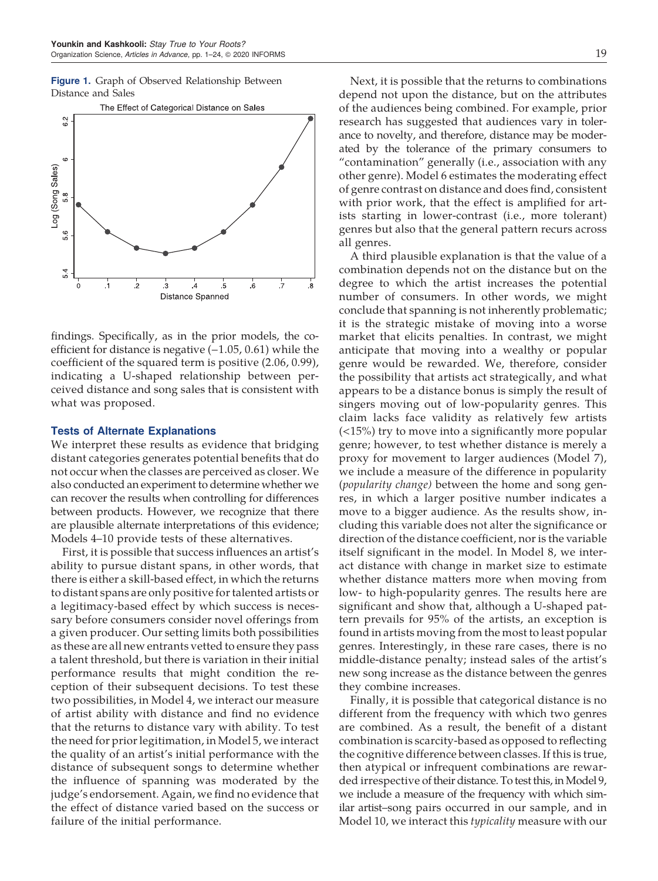**Figure 1.** Graph of Observed Relationship Between Distance and Sales

findings. Specifically, as in the prior models, the coefficient for distance is negative (−1.05, 0.61) while the coefficient of the squared term is positive (2.06, 0.99), indicating a U-shaped relationship between perceived distance and song sales that is consistent with what was proposed.

### Tests of Alternate Explanations

We interpret these results as evidence that bridging distant categories generates potential benefits that do not occur when the classes are perceived as closer. We also conducted an experiment to determine whether we can recover the results when controlling for differences between products. However, we recognize that there are plausible alternate interpretations of this evidence; Models 4–10 provide tests of these alternatives.

First, it is possible that success influences an artist's ability to pursue distant spans, in other words, that there is either a skill-based effect, in which the returns to distant spans are only positive for talented artists or a legitimacy-based effect by which success is necessary before consumers consider novel offerings from a given producer. Our setting limits both possibilities as these are all new entrants vetted to ensure they pass a talent threshold, but there is variation in their initial performance results that might condition the reception of their subsequent decisions. To test these two possibilities, in Model 4, we interact our measure of artist ability with distance and find no evidence that the returns to distance vary with ability. To test the need for prior legitimation, in Model 5, we interact the quality of an artist's initial performance with the distance of subsequent songs to determine whether the influence of spanning was moderated by the judge's endorsement. Again, we find no evidence that the effect of distance varied based on the success or failure of the initial performance.

Next, it is possible that the returns to combinations depend not upon the distance, but on the attributes of the audiences being combined. For example, prior research has suggested that audiences vary in tolerance to novelty, and therefore, distance may be moderated by the tolerance of the primary consumers to "contamination" generally (i.e., association with any other genre). Model 6 estimates the moderating effect of genre contrast on distance and does find, consistent with prior work, that the effect is amplified for artists starting in lower-contrast (i.e., more tolerant) genres but also that the general pattern recurs across all genres.

A third plausible explanation is that the value of a combination depends not on the distance but on the degree to which the artist increases the potential number of consumers. In other words, we might conclude that spanning is not inherently problematic; it is the strategic mistake of moving into a worse market that elicits penalties. In contrast, we might anticipate that moving into a wealthy or popular genre would be rewarded. We, therefore, consider the possibility that artists act strategically, and what appears to be a distance bonus is simply the result of singers moving out of low-popularity genres. This claim lacks face validity as relatively few artists (<15%) try to move into a significantly more popular genre; however, to test whether distance is merely a proxy for movement to larger audiences (Model 7), we include a measure of the difference in popularity (*popularity change*) between the home and song genres, in which a larger positive number indicates a move to a bigger audience. As the results show, including this variable does not alter the significance or direction of the distance coefficient, nor is the variable itself significant in the model. In Model 8, we interact distance with change in market size to estimate whether distance matters more when moving from low- to high-popularity genres. The results here are significant and show that, although a U-shaped pattern prevails for 95% of the artists, an exception is found in artists moving from the most to least popular genres. Interestingly, in these rare cases, there is no middle-distance penalty; instead sales of the artist's new song increase as the distance between the genres they combine increases.

Finally, it is possible that categorical distance is no different from the frequency with which two genres are combined. As a result, the benefit of a distant combination is scarcity-based as opposed to reflecting the cognitive difference between classes. If this is true, then atypical or infrequent combinations are rewarded irrespective of their distance. To test this, in Model 9, we include a measure of the frequency with which similar artist–song pairs occurred in our sample, and in Model 10, we interact this *typicality* measure with our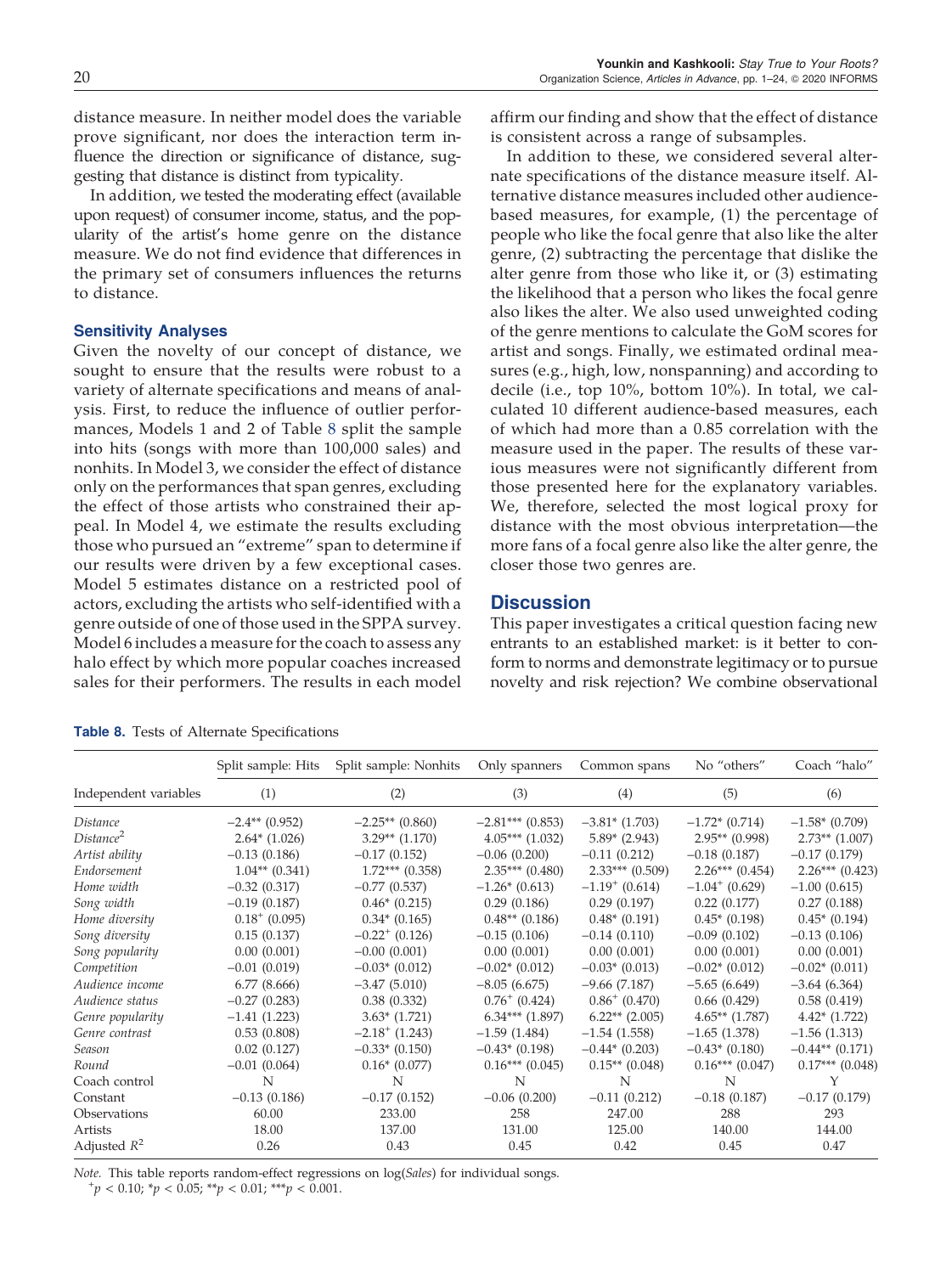distance measure. In neither model does the variable prove significant, nor does the interaction term influence the direction or significance of distance, suggesting that distance is distinct from typicality.

In addition, we tested the moderating effect (available upon request) of consumer income, status, and the popularity of the artist's home genre on the distance measure. We do not find evidence that differences in the primary set of consumers influences the returns to distance.

### Sensitivity Analyses

Given the novelty of our concept of distance, we sought to ensure that the results were robust to a variety of alternate specifications and means of analysis. First, to reduce the influence of outlier performances, Models 1 and 2 of Table 8 split the sample into hits (songs with more than 100,000 sales) and nonhits. In Model 3, we consider the effect of distance only on the performances that span genres, excluding the effect of those artists who constrained their appeal. In Model 4, we estimate the results excluding those who pursued an "extreme" span to determine if our results were driven by a few exceptional cases. Model 5 estimates distance on a restricted pool of actors, excluding the artists who self-identified with a genre outside of one of those used in the SPPA survey. Model 6 includes a measure for the coach to assess any halo effect by which more popular coaches increased sales for their performers. The results in each model affirm our finding and show that the effect of distance is consistent across a range of subsamples.

In addition to these, we considered several alternate specifications of the distance measure itself. Alternative distance measures included other audience-based measures, for example, (1) the percentage of people who like the focal genre that also like the alter genre, (2) subtracting the percentage that dislike the alter genre from those who like it, or (3) estimating the likelihood that a person who likes the focal genre also likes the alter. We also used unweighted coding of the genre mentions to calculate the GoM scores for artist and songs. Finally, we estimated ordinal measures (e.g., high, low, nonspanning) and according to decile (i.e., top 10%, bottom 10%). In total, we calculated 10 different audience-based measures, each of which had more than a 0.85 correlation with the measure used in the paper. The results of these various measures were not significantly different from those presented here for the explanatory variables. We, therefore, selected the most logical proxy for distance with the most obvious interpretation—the more fans of a focal genre also like the alter genre, the closer those two genres are.

## Discussion

This paper investigates a critical question facing new entrants to an established market: is it better to conform to norms and demonstrate legitimacy or to pursue novelty and risk rejection? We combine observational

**Table 8.** Tests of Alternate Specifications

| | Split sample: Hits | Split sample: Nonhits | Only spanners | Common spans | No "others" | Coach "halo" |
|---|---|---|---|---|---|---|
| Independent variables | (1) | (2) | (3) | (4) | (5) | (6) |
| *Distance* | −2.4** (0.952) | −2.25** (0.860) | −2.81*** (0.853) | −3.81* (1.703) | −1.72* (0.714) | −1.58* (0.709) |
| *Distance*$^2$ | 2.64* (1.026) | 3.29** (1.170) | 4.05*** (1.032) | 5.89* (2.943) | 2.95** (0.998) | 2.73** (1.007) |
| *Artist ability* | −0.13 (0.186) | −0.17 (0.152) | −0.06 (0.200) | −0.11 (0.212) | −0.18 (0.187) | −0.17 (0.179) |
| *Endorsement* | 1.04** (0.341) | 1.72*** (0.358) | 2.35*** (0.480) | 2.33*** (0.509) | 2.26*** (0.454) | 2.26*** (0.423) |
| *Home width* | −0.32 (0.317) | −0.77 (0.537) | −1.26* (0.613) | −1.19⁺ (0.614) | −1.04⁺ (0.629) | −1.00 (0.615) |
| *Song width* | −0.19 (0.187) | 0.46* (0.215) | 0.29 (0.186) | 0.29 (0.197) | 0.22 (0.177) | 0.27 (0.188) |
| *Home diversity* | 0.18⁺ (0.095) | 0.34* (0.165) | 0.48** (0.186) | 0.48* (0.191) | 0.45* (0.198) | 0.45* (0.194) |
| *Song diversity* | 0.15 (0.137) | −0.22⁺ (0.126) | −0.15 (0.106) | −0.14 (0.110) | −0.09 (0.102) | −0.13 (0.106) |
| *Song popularity* | 0.00 (0.001) | −0.00 (0.001) | 0.00 (0.001) | 0.00 (0.001) | 0.00 (0.001) | 0.00 (0.001) |
| *Competition* | −0.01 (0.019) | −0.03* (0.012) | −0.02* (0.012) | −0.03* (0.013) | −0.02* (0.012) | −0.02* (0.011) |
| *Audience income* | 6.77 (8.666) | −3.47 (5.010) | −8.05 (6.675) | −9.66 (7.187) | −5.65 (6.649) | −3.64 (6.364) |
| *Audience status* | −0.27 (0.283) | 0.38 (0.332) | 0.76⁺ (0.424) | 0.86⁺ (0.470) | 0.66 (0.429) | 0.58 (0.419) |
| *Genre popularity* | −1.41 (1.223) | 3.63* (1.721) | 6.34*** (1.897) | 6.22** (2.005) | 4.65** (1.787) | 4.42* (1.722) |
| *Genre contrast* | 0.53 (0.808) | −2.18⁺ (1.243) | −1.59 (1.484) | −1.54 (1.558) | −1.65 (1.378) | −1.56 (1.313) |
| *Season* | 0.02 (0.127) | −0.33* (0.150) | −0.43* (0.198) | −0.44* (0.203) | −0.43* (0.180) | −0.44** (0.171) |
| *Round* | −0.01 (0.064) | 0.16* (0.077) | 0.16*** (0.045) | 0.15** (0.048) | 0.16*** (0.047) | 0.17*** (0.048) |
| Coach control | N | N | N | N | N | Y |
| Constant | −0.13 (0.186) | −0.17 (0.152) | −0.06 (0.200) | −0.11 (0.212) | −0.18 (0.187) | −0.17 (0.179) |
| Observations | 60.00 | 233.00 | 258 | 247.00 | 288 | 293 |
| Artists | 18.00 | 137.00 | 131.00 | 125.00 | 140.00 | 144.00 |
| Adjusted $R^2$ | 0.26 | 0.43 | 0.45 | 0.42 | 0.45 | 0.47 |

*Note.* This table reports random-effect regressions on log(*Sales*) for individual songs.
$^+p < 0.10$; $^*p < 0.05$; $^{**}p < 0.01$; $^{***}p < 0.001$.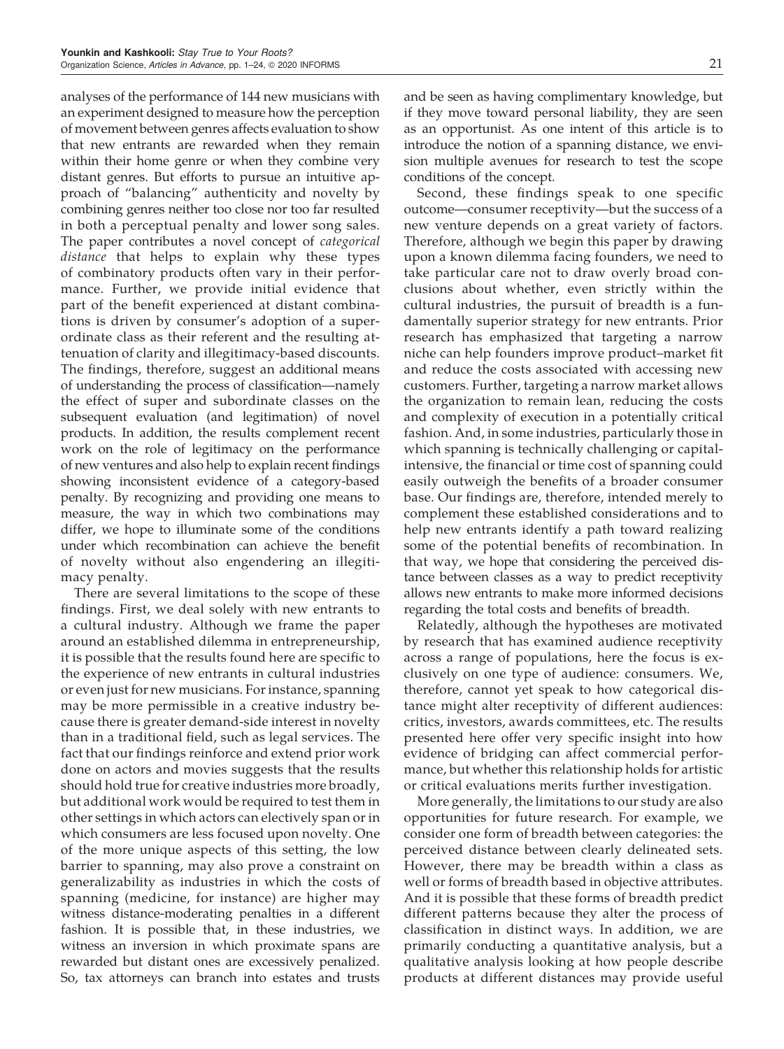analyses of the performance of 144 new musicians with an experiment designed to measure how the perception of movement between genres affects evaluation to show that new entrants are rewarded when they remain within their home genre or when they combine very distant genres. But efforts to pursue an intuitive approach of "balancing" authenticity and novelty by combining genres neither too close nor too far resulted in both a perceptual penalty and lower song sales. The paper contributes a novel concept of *categorical distance* that helps to explain why these types of combinatory products often vary in their performance. Further, we provide initial evidence that part of the benefit experienced at distant combinations is driven by consumer's adoption of a superordinate class as their referent and the resulting attenuation of clarity and illegitimacy-based discounts. The findings, therefore, suggest an additional means of understanding the process of classification—namely the effect of super and subordinate classes on the subsequent evaluation (and legitimation) of novel products. In addition, the results complement recent work on the role of legitimacy on the performance of new ventures and also help to explain recent findings showing inconsistent evidence of a category-based penalty. By recognizing and providing one means to measure, the way in which two combinations may differ, we hope to illuminate some of the conditions under which recombination can achieve the benefit of novelty without also engendering an illegitimacy penalty.

There are several limitations to the scope of these findings. First, we deal solely with new entrants to a cultural industry. Although we frame the paper around an established dilemma in entrepreneurship, it is possible that the results found here are specific to the experience of new entrants in cultural industries or even just for new musicians. For instance, spanning may be more permissible in a creative industry because there is greater demand-side interest in novelty than in a traditional field, such as legal services. The fact that our findings reinforce and extend prior work done on actors and movies suggests that the results should hold true for creative industries more broadly, but additional work would be required to test them in other settings in which actors can electively span or in which consumers are less focused upon novelty. One of the more unique aspects of this setting, the low barrier to spanning, may also prove a constraint on generalizability as industries in which the costs of spanning (medicine, for instance) are higher may witness distance-moderating penalties in a different fashion. It is possible that, in these industries, we witness an inversion in which proximate spans are rewarded but distant ones are excessively penalized. So, tax attorneys can branch into estates and trusts and be seen as having complimentary knowledge, but if they move toward personal liability, they are seen as an opportunist. As one intent of this article is to introduce the notion of a spanning distance, we envision multiple avenues for research to test the scope conditions of the concept.

Second, these findings speak to one specific outcome—consumer receptivity—but the success of a new venture depends on a great variety of factors. Therefore, although we begin this paper by drawing upon a known dilemma facing founders, we need to take particular care not to draw overly broad conclusions about whether, even strictly within the cultural industries, the pursuit of breadth is a fundamentally superior strategy for new entrants. Prior research has emphasized that targeting a narrow niche can help founders improve product–market fit and reduce the costs associated with accessing new customers. Further, targeting a narrow market allows the organization to remain lean, reducing the costs and complexity of execution in a potentially critical fashion. And, in some industries, particularly those in which spanning is technically challenging or capital-intensive, the financial or time cost of spanning could easily outweigh the benefits of a broader consumer base. Our findings are, therefore, intended merely to complement these established considerations and to help new entrants identify a path toward realizing some of the potential benefits of recombination. In that way, we hope that considering the perceived distance between classes as a way to predict receptivity allows new entrants to make more informed decisions regarding the total costs and benefits of breadth.

Relatedly, although the hypotheses are motivated by research that has examined audience receptivity across a range of populations, here the focus is exclusively on one type of audience: consumers. We, therefore, cannot yet speak to how categorical distance might alter receptivity of different audiences: critics, investors, awards committees, etc. The results presented here offer very specific insight into how evidence of bridging can affect commercial performance, but whether this relationship holds for artistic or critical evaluations merits further investigation.

More generally, the limitations to our study are also opportunities for future research. For example, we consider one form of breadth between categories: the perceived distance between clearly delineated sets. However, there may be breadth within a class as well or forms of breadth based in objective attributes. And it is possible that these forms of breadth predict different patterns because they alter the process of classification in distinct ways. In addition, we are primarily conducting a quantitative analysis, but a qualitative analysis looking at how people describe products at different distances may provide useful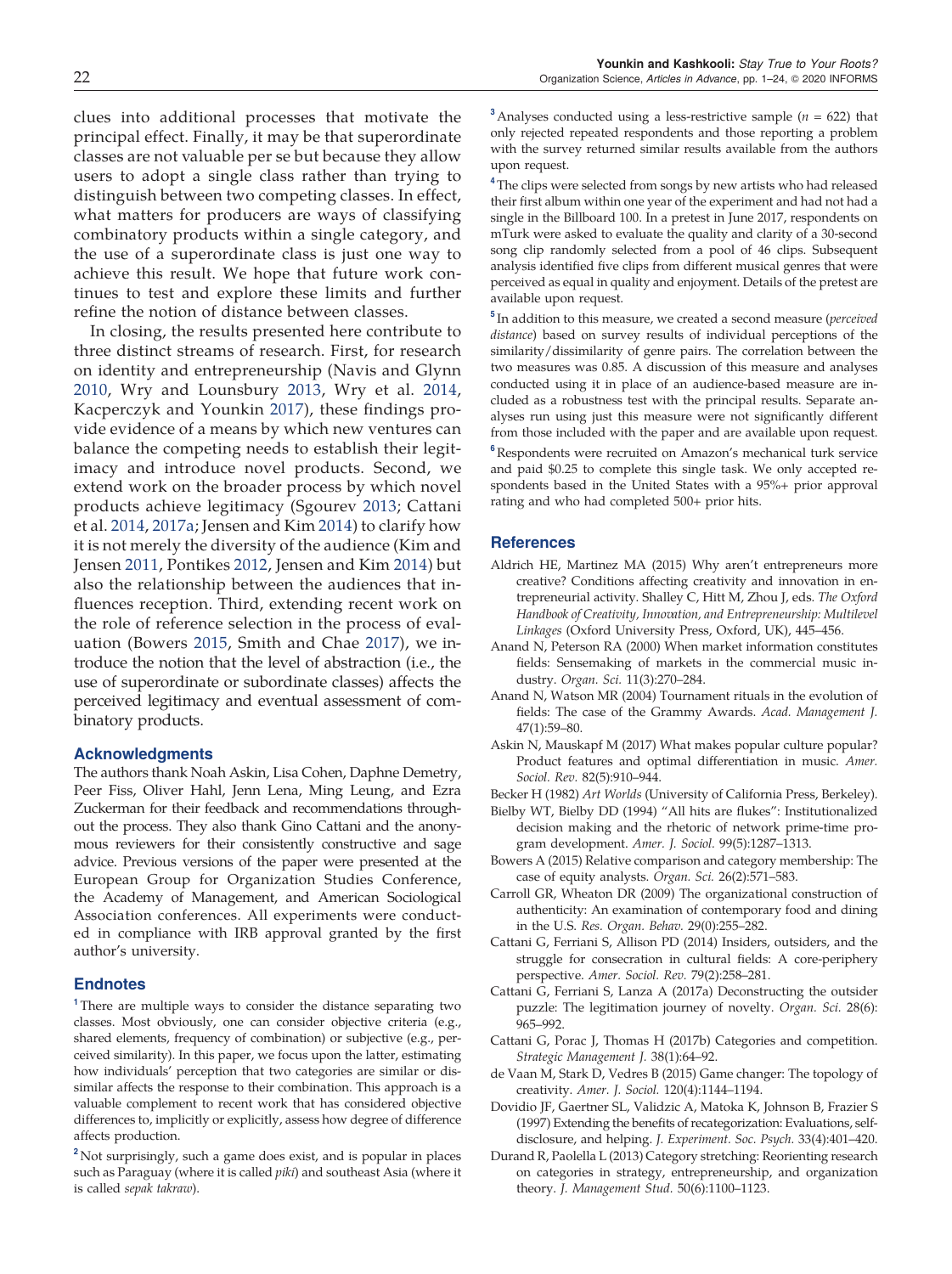clues into additional processes that motivate the principal effect. Finally, it may be that superordinate classes are not valuable per se but because they allow users to adopt a single class rather than trying to distinguish between two competing classes. In effect, what matters for producers are ways of classifying combinatory products within a single category, and the use of a superordinate class is just one way to achieve this result. We hope that future work continues to test and explore these limits and further refine the notion of distance between classes.

In closing, the results presented here contribute to three distinct streams of research. First, for research on identity and entrepreneurship (Navis and Glynn 2010, Wry and Lounsbury 2013, Wry et al. 2014, Kacperczyk and Younkin 2017), these findings provide evidence of a means by which new ventures can balance the competing needs to establish their legitimacy and introduce novel products. Second, we extend work on the broader process by which novel products achieve legitimacy (Sgourev 2013; Cattani et al. 2014, 2017a; Jensen and Kim 2014) to clarify how it is not merely the diversity of the audience (Kim and Jensen 2011, Pontikes 2012, Jensen and Kim 2014) but also the relationship between the audiences that influences reception. Third, extending recent work on the role of reference selection in the process of evaluation (Bowers 2015, Smith and Chae 2017), we introduce the notion that the level of abstraction (i.e., the use of superordinate or subordinate classes) affects the perceived legitimacy and eventual assessment of combinatory products.

## Acknowledgments

The authors thank Noah Askin, Lisa Cohen, Daphne Demetry, Peer Fiss, Oliver Hahl, Jenn Lena, Ming Leung, and Ezra Zuckerman for their feedback and recommendations throughout the process. They also thank Gino Cattani and the anonymous reviewers for their consistently constructive and sage advice. Previous versions of the paper were presented at the European Group for Organization Studies Conference, the Academy of Management, and American Sociological Association conferences. All experiments were conducted in compliance with IRB approval granted by the first author's university.

## Endnotes

[1] There are multiple ways to consider the distance separating two classes. Most obviously, one can consider objective criteria (e.g., shared elements, frequency of combination) or subjective (e.g., perceived similarity). In this paper, we focus upon the latter, estimating how individuals' perception that two categories are similar or dissimilar affects the response to their combination. This approach is a valuable complement to recent work that has considered objective differences to, implicitly or explicitly, assess how degree of difference affects production.

[2] Not surprisingly, such a game does exist, and is popular in places such as Paraguay (where it is called *piki*) and southeast Asia (where it is called *sepak takraw*).

[3] Analyses conducted using a less-restrictive sample ($n$ = 622) that only rejected repeated respondents and those reporting a problem with the survey returned similar results available from the authors upon request.

[4] The clips were selected from songs by new artists who had released their first album within one year of the experiment and had not had a single in the Billboard 100. In a pretest in June 2017, respondents on mTurk were asked to evaluate the quality and clarity of a 30-second song clip randomly selected from a pool of 46 clips. Subsequent analysis identified five clips from different musical genres that were perceived as equal in quality and enjoyment. Details of the pretest are available upon request.

[5] In addition to this measure, we created a second measure (*perceived distance*) based on survey results of individual perceptions of the similarity/dissimilarity of genre pairs. The correlation between the two measures was 0.85. A discussion of this measure and analyses conducted using it in place of an audience-based measure are included as a robustness test with the principal results. Separate analyses run using just this measure were not significantly different from those included with the paper and are available upon request.

[6] Respondents were recruited on Amazon's mechanical turk service and paid $0.25 to complete this single task. We only accepted respondents based in the United States with a 95%+ prior approval rating and who had completed 500+ prior hits.

## References

Aldrich HE, Martinez MA (2015) Why aren't entrepreneurs more creative? Conditions affecting creativity and innovation in entrepreneurial activity. Shalley C, Hitt M, Zhou J, eds. *The Oxford Handbook of Creativity, Innovation, and Entrepreneurship: Multilevel Linkages* (Oxford University Press, Oxford, UK), 445–456.

Anand N, Peterson RA (2000) When market information constitutes fields: Sensemaking of markets in the commercial music industry. *Organ. Sci.* 11(3):270–284.

Anand N, Watson MR (2004) Tournament rituals in the evolution of fields: The case of the Grammy Awards. *Acad. Management J.* 47(1):59–80.

Askin N, Mauskapf M (2017) What makes popular culture popular? Product features and optimal differentiation in music. *Amer. Sociol. Rev.* 82(5):910–944.

Becker H (1982) *Art Worlds* (University of California Press, Berkeley).

Bielby WT, Bielby DD (1994) "All hits are flukes": Institutionalized decision making and the rhetoric of network prime-time program development. *Amer. J. Sociol.* 99(5):1287–1313.

Bowers A (2015) Relative comparison and category membership: The case of equity analysts. *Organ. Sci.* 26(2):571–583.

Carroll GR, Wheaton DR (2009) The organizational construction of authenticity: An examination of contemporary food and dining in the U.S. *Res. Organ. Behav.* 29(0):255–282.

Cattani G, Ferriani S, Allison PD (2014) Insiders, outsiders, and the struggle for consecration in cultural fields: A core-periphery perspective. *Amer. Sociol. Rev.* 79(2):258–281.

Cattani G, Ferriani S, Lanza A (2017a) Deconstructing the outsider puzzle: The legitimation journey of novelty. *Organ. Sci.* 28(6): 965–992.

Cattani G, Porac J, Thomas H (2017b) Categories and competition. *Strategic Management J.* 38(1):64–92.

de Vaan M, Stark D, Vedres B (2015) Game changer: The topology of creativity. *Amer. J. Sociol.* 120(4):1144–1194.

Dovidio JF, Gaertner SL, Validzic A, Matoka K, Johnson B, Frazier S (1997) Extending the benefits of recategorization: Evaluations, self-disclosure, and helping. *J. Experiment. Soc. Psych.* 33(4):401–420.

Durand R, Paolella L (2013) Category stretching: Reorienting research on categories in strategy, entrepreneurship, and organization theory. *J. Management Stud.* 50(6):1100–1123.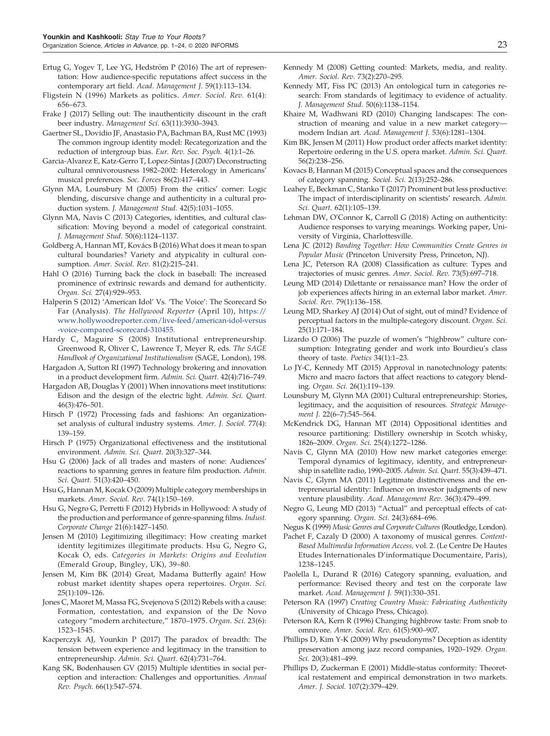Ertug G, Yogev T, Lee YG, Hedström P (2016) The art of representation: How audience-specific reputations affect success in the contemporary art field. *Acad. Management J.* 59(1):113–134.

Fligstein N (1996) Markets as politics. *Amer. Sociol. Rev.* 61(4): 656–673.

Frake J (2017) Selling out: The inauthenticity discount in the craft beer industry. *Management Sci.* 63(11):3930–3943.

Gaertner SL, Dovidio JF, Anastasio PA, Bachman BA, Rust MC (1993) The common ingroup identity model: Recategorization and the reduction of intergroup bias. *Eur. Rev. Soc. Psych.* 4(1):1–26.

Garcia-Alvarez E, Katz-Gerro T, Lopez-Sintas J (2007) Deconstructing cultural omnivorousness 1982–2002: Heterology in Americans' musical preferences. *Soc. Forces* 86(2):417–443.

Glynn MA, Lounsbury M (2005) From the critics' corner: Logic blending, discursive change and authenticity in a cultural production system. *J. Management Stud.* 42(5):1031–1055.

Glynn MA, Navis C (2013) Categories, identities, and cultural classification: Moving beyond a model of categorical constraint. *J. Management Stud.* 50(6):1124–1137.

Goldberg A, Hannan MT, Kovács B (2016) What does it mean to span cultural boundaries? Variety and atypicality in cultural consumption. *Amer. Sociol. Rev.* 81(2):215–241.

Hahl O (2016) Turning back the clock in baseball: The increased prominence of extrinsic rewards and demand for authenticity. *Organ. Sci.* 27(4):929–953.

Halperin S (2012) 'American Idol' Vs. 'The Voice': The Scorecard So Far (Analysis). *The Hollywood Reporter* (April 10), https://www.hollywoodreporter.com/live-feed/american-idol-versus-voice-compared-scorecard-310455.

Hardy C, Maguire S (2008) Institutional entrepreneurship. Greenwood R, Oliver C, Lawrence T, Meyer R, eds. *The SAGE Handbook of Organizational Institutionalism* (SAGE, London), 198.

Hargadon A, Sutton RI (1997) Technology brokering and innovation in a product development firm. *Admin. Sci. Quart.* 42(4):716–749.

Hargadon AB, Douglas Y (2001) When innovations meet institutions: Edison and the design of the electric light. *Admin. Sci. Quart.* 46(3):476–501.

Hirsch P (1972) Processing fads and fashions: An organization-set analysis of cultural industry systems. *Amer. J. Sociol.* 77(4): 139–159.

Hirsch P (1975) Organizational effectiveness and the institutional environment. *Admin. Sci. Quart.* 20(3):327–344.

Hsu G (2006) Jack of all trades and masters of none: Audiences' reactions to spanning genres in feature film production. *Admin. Sci. Quart.* 51(3):420–450.

Hsu G, Hannan M, Kocak O (2009) Multiple category memberships in markets. *Amer. Sociol. Rev.* 74(1):150–169.

Hsu G, Negro G, Perretti F (2012) Hybrids in Hollywood: A study of the production and performance of genre-spanning films. *Indust. Corporate Change* 21(6):1427–1450.

Jensen M (2010) Legitimizing illegitimacy: How creating market identity legitimizes illegitimate products. Hsu G, Negro G, Kocak O, eds. *Categories in Markets: Origins and Evolution* (Emerald Group, Bingley, UK), 39–80.

Jensen M, Kim BK (2014) Great, Madama Butterfly again! How robust market identity shapes opera repertoires. *Organ. Sci.* 25(1):109–126.

Jones C, Maoret M, Massa FG, Svejenova S (2012) Rebels with a cause: Formation, contestation, and expansion of the De Novo category "modern architecture," 1870–1975. *Organ. Sci.* 23(6): 1523–1545.

Kacperczyk AJ, Younkin P (2017) The paradox of breadth: The tension between experience and legitimacy in the transition to entrepreneurship. *Admin. Sci. Quart.* 62(4):731–764.

Kang SK, Bodenhausen GV (2015) Multiple identities in social perception and interaction: Challenges and opportunities. *Annual Rev. Psych.* 66(1):547–574.

Kennedy M (2008) Getting counted: Markets, media, and reality. *Amer. Sociol. Rev.* 73(2):270–295.

Kennedy MT, Fiss PC (2013) An ontological turn in categories research: From standards of legitimacy to evidence of actuality. *J. Management Stud.* 50(6):1138–1154.

Khaire M, Wadhwani RD (2010) Changing landscapes: The construction of meaning and value in a new market category—modern Indian art. *Acad. Management J.* 53(6):1281–1304.

Kim BK, Jensen M (2011) How product order affects market identity: Repertoire ordering in the U.S. opera market. *Admin. Sci. Quart.* 56(2):238–256.

Kovacs B, Hannan M (2015) Conceptual spaces and the consequences of category spanning. *Sociol. Sci.* 2(13):252–286.

Leahey E, Beckman C, Stanko T (2017) Prominent but less productive: The impact of interdisciplinarity on scientists' research. *Admin. Sci. Quart.* 62(1):105–139.

Lehman DW, O'Connor K, Carroll G (2018) Acting on authenticity: Audience responses to varying meanings. Working paper, University of Virginia, Charlottesville.

Lena JC (2012) *Banding Together: How Communities Create Genres in Popular Music* (Princeton University Press, Princeton, NJ).

Lena JC, Peterson RA (2008) Classification as culture: Types and trajectories of music genres. *Amer. Sociol. Rev.* 73(5):697–718.

Leung MD (2014) Dilettante or renaissance man? How the order of job experiences affects hiring in an external labor market. *Amer. Sociol. Rev.* 79(1):136–158.

Leung MD, Sharkey AJ (2014) Out of sight, out of mind? Evidence of perceptual factors in the multiple-category discount. *Organ. Sci.* 25(1):171–184.

Lizardo O (2006) The puzzle of women's "highbrow" culture consumption: Integrating gender and work into Bourdieu's class theory of taste. *Poetics* 34(1):1–23.

Lo JY-C, Kennedy MT (2015) Approval in nanotechnology patents: Micro and macro factors that affect reactions to category blending. *Organ. Sci.* 26(1):119–139.

Lounsbury M, Glynn MA (2001) Cultural entrepreneurship: Stories, legitimacy, and the acquisition of resources. *Strategic Management J.* 22(6–7):545–564.

McKendrick DG, Hannan MT (2014) Oppositional identities and resource partitioning: Distillery ownership in Scotch whisky, 1826–2009. *Organ. Sci.* 25(4):1272–1286.

Navis C, Glynn MA (2010) How new market categories emerge: Temporal dynamics of legitimacy, identity, and entrepreneurship in satellite radio, 1990–2005. *Admin. Sci. Quart.* 55(3):439–471.

Navis C, Glynn MA (2011) Legitimate distinctiveness and the entrepreneurial identity: Influence on investor judgments of new venture plausibility. *Acad. Management Rev.* 36(3):479–499.

Negro G, Leung MD (2013) "Actual" and perceptual effects of category spanning. *Organ. Sci.* 24(3):684–696.

Negus K (1999) *Music Genres and Corporate Cultures* (Routledge, London).

Pachet F, Cazaly D (2000) A taxonomy of musical genres. *Content-Based Multimedia Information Access,* vol. 2. (Le Centre De Hautes Etudes Internationales D'informatique Documentaire, Paris), 1238–1245.

Paolella L, Durand R (2016) Category spanning, evaluation, and performance: Revised theory and test on the corporate law market. *Acad. Management J.* 59(1):330–351.

Peterson RA (1997) *Creating Country Music: Fabricating Authenticity* (University of Chicago Press, Chicago).

Peterson RA, Kern R (1996) Changing highbrow taste: From snob to omnivore. *Amer. Sociol. Rev.* 61(5):900–907.

Phillips D, Kim Y-K (2009) Why pseudonyms? Deception as identity preservation among jazz record companies, 1920–1929. *Organ. Sci.* 20(3):481–499.

Phillips D, Zuckerman E (2001) Middle-status conformity: Theoretical restatement and empirical demonstration in two markets. *Amer. J. Sociol.* 107(2):379–429.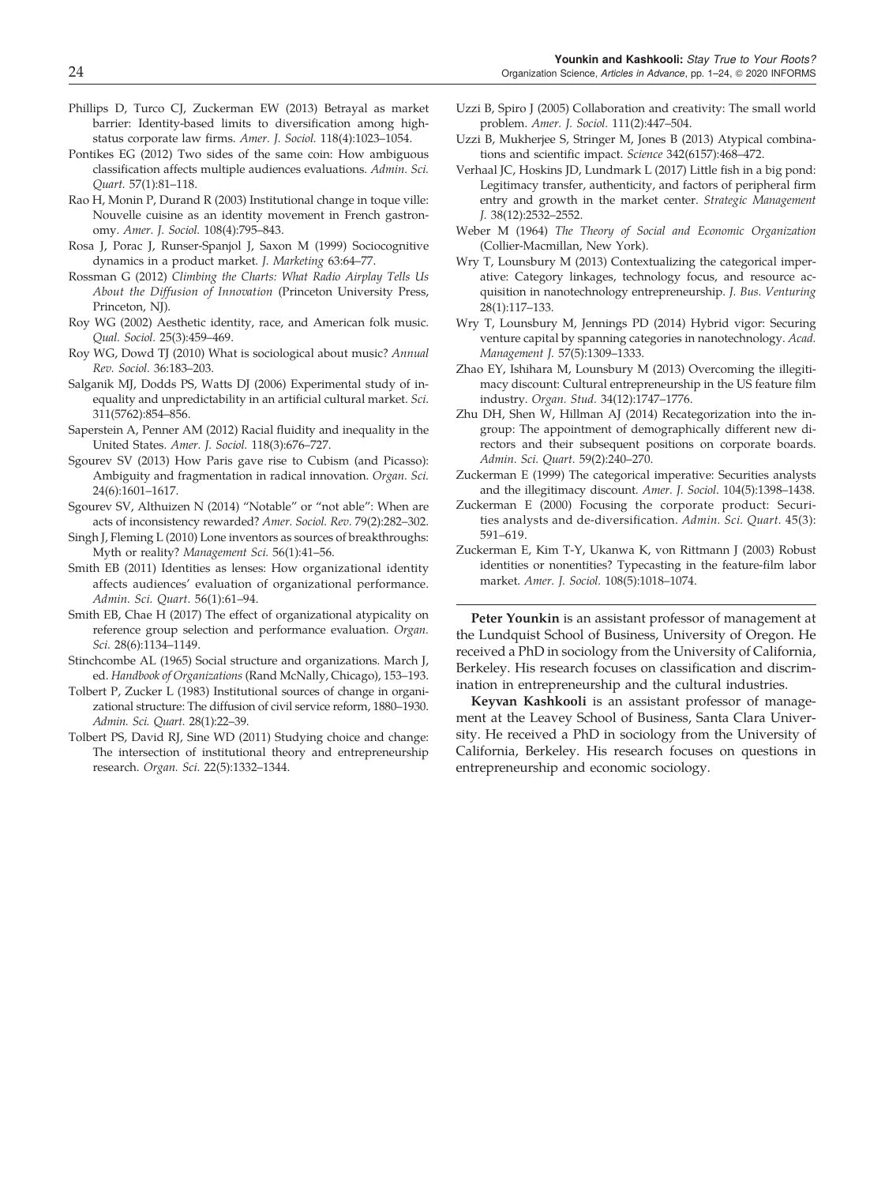Phillips D, Turco CJ, Zuckerman EW (2013) Betrayal as market barrier: Identity-based limits to diversification among high-status corporate law firms. *Amer. J. Sociol.* 118(4):1023–1054.

Pontikes EG (2012) Two sides of the same coin: How ambiguous classification affects multiple audiences evaluations. *Admin. Sci. Quart.* 57(1):81–118.

Rao H, Monin P, Durand R (2003) Institutional change in toque ville: Nouvelle cuisine as an identity movement in French gastronomy. *Amer. J. Sociol.* 108(4):795–843.

Rosa J, Porac J, Runser-Spanjol J, Saxon M (1999) Sociocognitive dynamics in a product market. *J. Marketing* 63:64–77.

Rossman G (2012) *Climbing the Charts: What Radio Airplay Tells Us About the Diffusion of Innovation* (Princeton University Press, Princeton, NJ).

Roy WG (2002) Aesthetic identity, race, and American folk music. *Qual. Sociol.* 25(3):459–469.

Roy WG, Dowd TJ (2010) What is sociological about music? *Annual Rev. Sociol.* 36:183–203.

Salganik MJ, Dodds PS, Watts DJ (2006) Experimental study of inequality and unpredictability in an artificial cultural market. *Sci.* 311(5762):854–856.

Saperstein A, Penner AM (2012) Racial fluidity and inequality in the United States. *Amer. J. Sociol.* 118(3):676–727.

Sgourev SV (2013) How Paris gave rise to Cubism (and Picasso): Ambiguity and fragmentation in radical innovation. *Organ. Sci.* 24(6):1601–1617.

Sgourev SV, Althuizen N (2014) "Notable" or "not able": When are acts of inconsistency rewarded? *Amer. Sociol. Rev.* 79(2):282–302.

Singh J, Fleming L (2010) Lone inventors as sources of breakthroughs: Myth or reality? *Management Sci.* 56(1):41–56.

Smith EB (2011) Identities as lenses: How organizational identity affects audiences' evaluation of organizational performance. *Admin. Sci. Quart.* 56(1):61–94.

Smith EB, Chae H (2017) The effect of organizational atypicality on reference group selection and performance evaluation. *Organ. Sci.* 28(6):1134–1149.

Stinchcombe AL (1965) Social structure and organizations. March J, ed. *Handbook of Organizations* (Rand McNally, Chicago), 153–193.

Tolbert P, Zucker L (1983) Institutional sources of change in organizational structure: The diffusion of civil service reform, 1880–1930. *Admin. Sci. Quart.* 28(1):22–39.

Tolbert PS, David RJ, Sine WD (2011) Studying choice and change: The intersection of institutional theory and entrepreneurship research. *Organ. Sci.* 22(5):1332–1344.

Uzzi B, Spiro J (2005) Collaboration and creativity: The small world problem. *Amer. J. Sociol.* 111(2):447–504.

Uzzi B, Mukherjee S, Stringer M, Jones B (2013) Atypical combinations and scientific impact. *Science* 342(6157):468–472.

Verhaal JC, Hoskins JD, Lundmark L (2017) Little fish in a big pond: Legitimacy transfer, authenticity, and factors of peripheral firm entry and growth in the market center. *Strategic Management J.* 38(12):2532–2552.

Weber M (1964) *The Theory of Social and Economic Organization* (Collier-Macmillan, New York).

Wry T, Lounsbury M (2013) Contextualizing the categorical imperative: Category linkages, technology focus, and resource acquisition in nanotechnology entrepreneurship. *J. Bus. Venturing* 28(1):117–133.

Wry T, Lounsbury M, Jennings PD (2014) Hybrid vigor: Securing venture capital by spanning categories in nanotechnology. *Acad. Management J.* 57(5):1309–1333.

Zhao EY, Ishihara M, Lounsbury M (2013) Overcoming the illegitimacy discount: Cultural entrepreneurship in the US feature film industry. *Organ. Stud.* 34(12):1747–1776.

Zhu DH, Shen W, Hillman AJ (2014) Recategorization into the in-group: The appointment of demographically different new directors and their subsequent positions on corporate boards. *Admin. Sci. Quart.* 59(2):240–270.

Zuckerman E (1999) The categorical imperative: Securities analysts and the illegitimacy discount. *Amer. J. Sociol*. 104(5):1398–1438.

Zuckerman E (2000) Focusing the corporate product: Securities analysts and de-diversification. *Admin. Sci. Quart.* 45(3): 591–619.

Zuckerman E, Kim T-Y, Ukanwa K, von Rittmann J (2003) Robust identities or nonentities? Typecasting in the feature-film labor market. *Amer. J. Sociol.* 108(5):1018–1074.

---

**Peter Younkin** is an assistant professor of management at the Lundquist School of Business, University of Oregon. He received a PhD in sociology from the University of California, Berkeley. His research focuses on classification and discrimination in entrepreneurship and the cultural industries.

**Keyvan Kashkooli** is an assistant professor of management at the Leavey School of Business, Santa Clara University. He received a PhD in sociology from the University of California, Berkeley. His research focuses on questions in entrepreneurship and economic sociology.